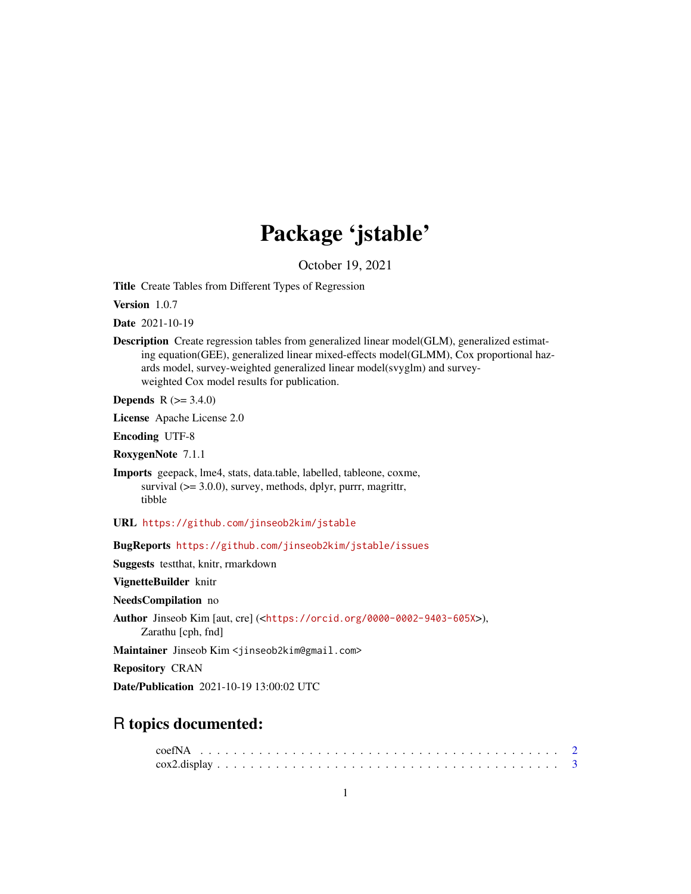# Package 'jstable'

October 19, 2021

**Title** Create Tables from Different Types of Regression

**Version** 1.0.7

**Date** 2021-10-19

**Description** Create regression tables from generalized linear model(GLM), generalized estimating equation(GEE), generalized linear mixed-effects model(GLMM), Cox proportional hazards model, survey-weighted generalized linear model(svyglm) and survey-weighted Cox model results for publication.

**Depends** R (>= 3.4.0)

**License** Apache License 2.0

**Encoding** UTF-8

**RoxygenNote** 7.1.1

**Imports** geepack, lme4, stats, data.table, labelled, tableone, coxme, survival (>= 3.0.0), survey, methods, dplyr, purrr, magrittr, tibble

**URL** https://github.com/jinseob2kim/jstable

**BugReports** https://github.com/jinseob2kim/jstable/issues

**Suggests** testthat, knitr, rmarkdown

**VignetteBuilder** knitr

**NeedsCompilation** no

**Author** Jinseob Kim [aut, cre] (<https://orcid.org/0000-0002-9403-605X>), Zarathu [cph, fnd]

**Maintainer** Jinseob Kim <jinseob2kim@gmail.com>

**Repository** CRAN

**Date/Publication** 2021-10-19 13:00:02 UTC

## R topics documented:

coefNA . . . . . . . . . . . . . . . . . . . . . . . . . . . . . . . . . . . . . . . . . . 2
cox2.display . . . . . . . . . . . . . . . . . . . . . . . . . . . . . . . . . . . . . . . 3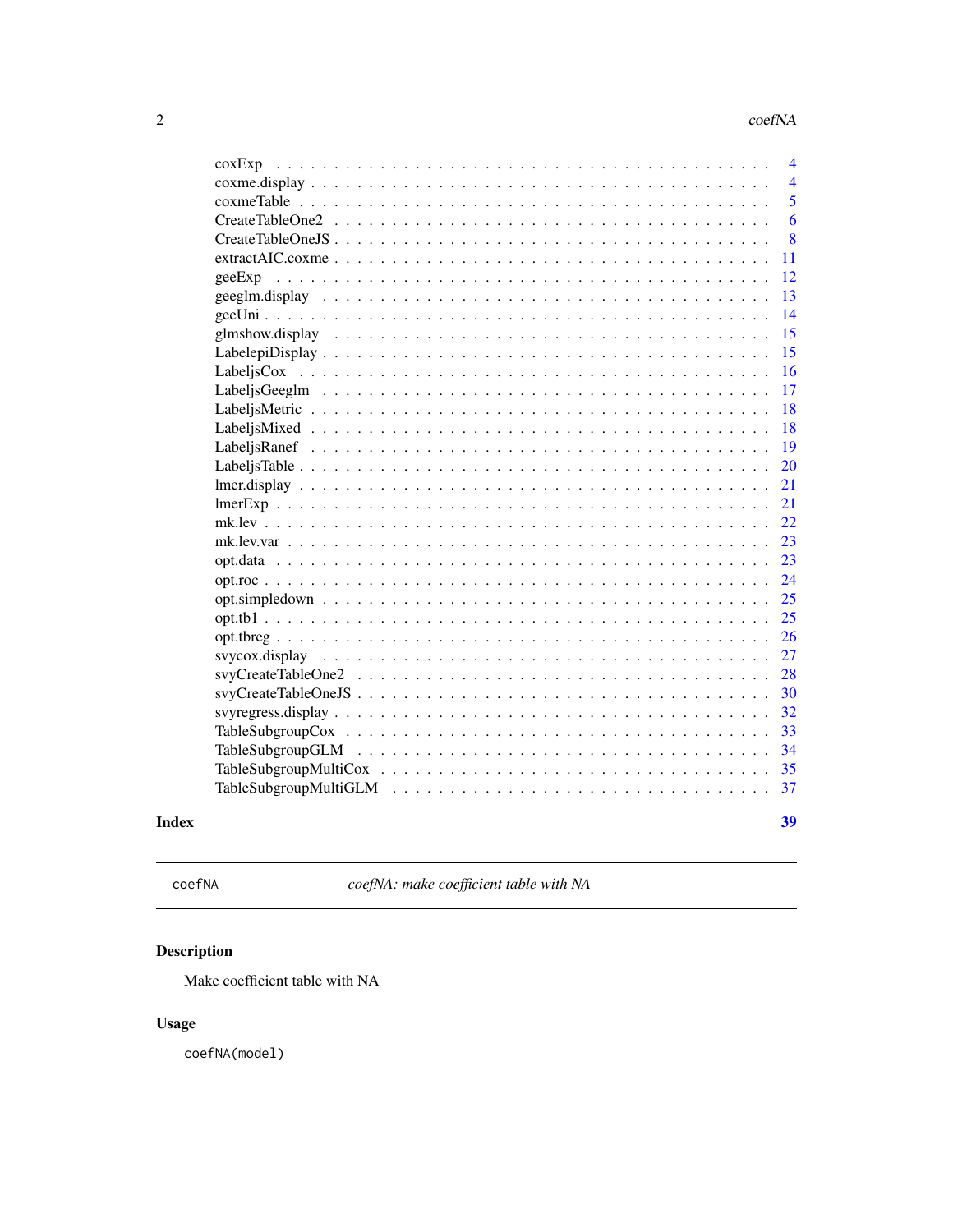| | |
|---|---|
| coxExp | 4 |
| coxme.display | 4 |
| coxmeTable | 5 |
| CreateTableOne2 | 6 |
| CreateTableOneJS | 8 |
| extractAIC.coxme | 11 |
| geeExp | 12 |
| geeglm.display | 13 |
| geeUni | 14 |
| glmshow.display | 15 |
| LabelepiDisplay | 15 |
| LabeljsCox | 16 |
| LabeljsGeeglm | 17 |
| LabeljsMetric | 18 |
| LabeljsMixed | 18 |
| LabeljsRanef | 19 |
| LabeljsTable | 20 |
| lmer.display | 21 |
| lmerExp | 21 |
| mk.lev | 22 |
| mk.lev.var | 23 |
| opt.data | 23 |
| opt.roc | 24 |
| opt.simpledown | 25 |
| opt.tb1 | 25 |
| opt.tbreg | 26 |
| svycox.display | 27 |
| svyCreateTableOne2 | 28 |
| svyCreateTableOneJS | 30 |
| svyregress.display | 32 |
| TableSubgroupCox | 33 |
| TableSubgroupGLM | 34 |
| TableSubgroupMultiCox | 35 |
| TableSubgroupMultiGLM | 37 |

**Index** **39**

---

`coefNA` *coefNA: make coefficient table with NA*

---

## Description

Make coefficient table with NA

## Usage

```
coefNA(model)
```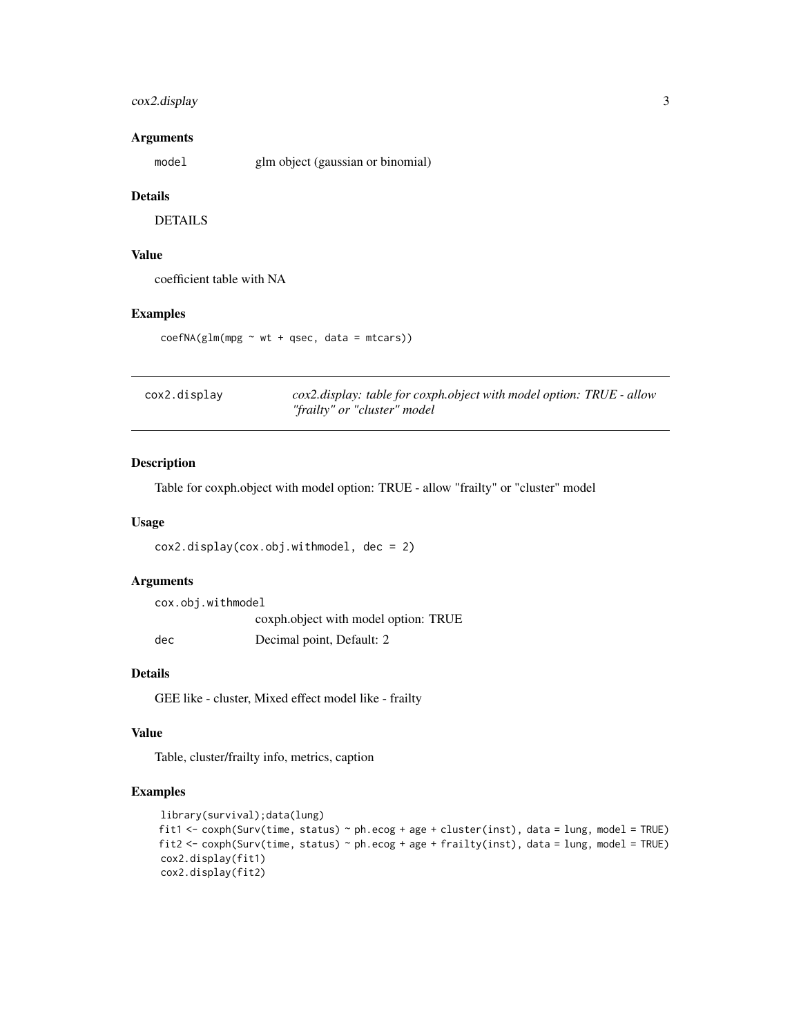### Arguments

| | |
|---|---|
| `model` | glm object (gaussian or binomial) |

### Details

DETAILS

### Value

coefficient table with NA

### Examples

```
coefNA(glm(mpg ~ wt + qsec, data = mtcars))
```

---

## cox2.display — *cox2.display: table for coxph.object with model option: TRUE - allow "frailty" or "cluster" model*

---

### Description

Table for coxph.object with model option: TRUE - allow "frailty" or "cluster" model

### Usage

```
cox2.display(cox.obj.withmodel, dec = 2)
```

### Arguments

| | |
|---|---|
| `cox.obj.withmodel` | coxph.object with model option: TRUE |
| `dec` | Decimal point, Default: 2 |

### Details

GEE like - cluster, Mixed effect model like - frailty

### Value

Table, cluster/frailty info, metrics, caption

### Examples

```
library(survival);data(lung)
fit1 <- coxph(Surv(time, status) ~ ph.ecog + age + cluster(inst), data = lung, model = TRUE)
fit2 <- coxph(Surv(time, status) ~ ph.ecog + age + frailty(inst), data = lung, model = TRUE)
cox2.display(fit1)
cox2.display(fit2)
```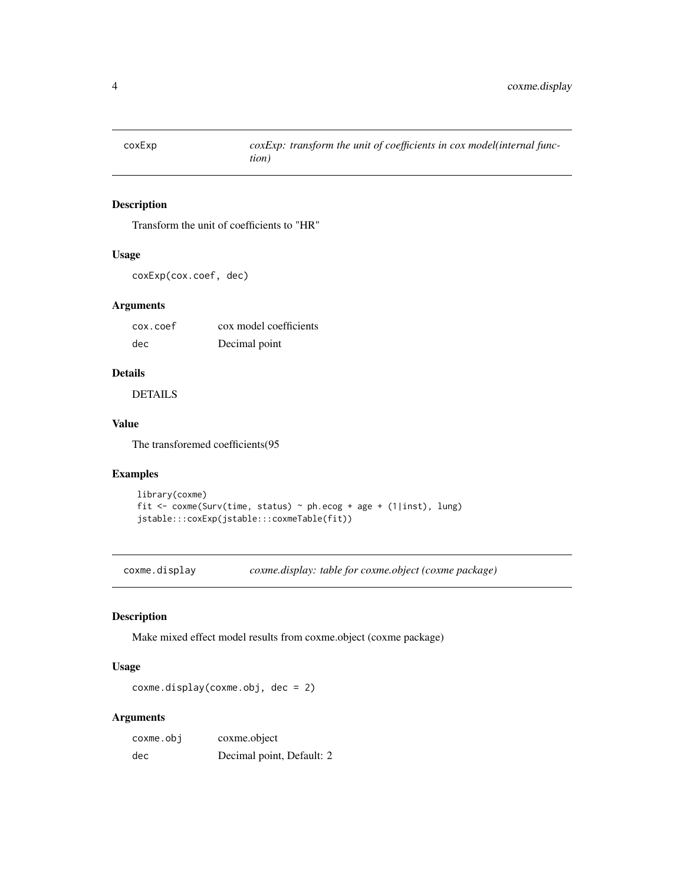## coxExp

*coxExp: transform the unit of coefficients in cox model(internal function)*

### Description

Transform the unit of coefficients to "HR"

### Usage

```
coxExp(cox.coef, dec)
```

### Arguments

| | |
|---|---|
| cox.coef | cox model coefficients |
| dec | Decimal point |

### Details

DETAILS

### Value

The transforemed coefficients(95

### Examples

```
library(coxme)
fit <- coxme(Surv(time, status) ~ ph.ecog + age + (1|inst), lung)
jstable:::coxExp(jstable:::coxmeTable(fit))
```

## coxme.display

*coxme.display: table for coxme.object (coxme package)*

### Description

Make mixed effect model results from coxme.object (coxme package)

### Usage

```
coxme.display(coxme.obj, dec = 2)
```

### Arguments

| | |
|---|---|
| coxme.obj | coxme.object |
| dec | Decimal point, Default: 2 |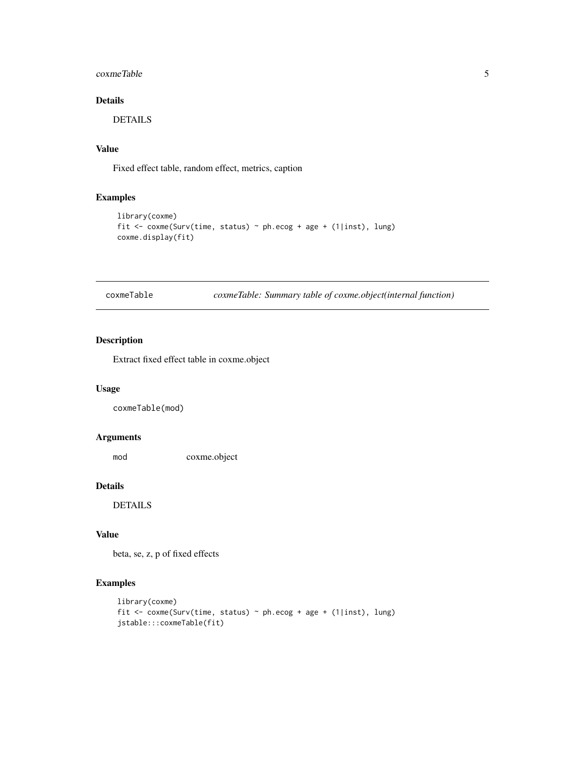## Details

DETAILS

## Value

Fixed effect table, random effect, metrics, caption

## Examples

```
library(coxme)
fit <- coxme(Surv(time, status) ~ ph.ecog + age + (1|inst), lung)
coxme.display(fit)
```

---

`coxmeTable` — *coxmeTable: Summary table of coxme.object(internal function)*

---

## Description

Extract fixed effect table in coxme.object

## Usage

```
coxmeTable(mod)
```

## Arguments

| | |
|---|---|
| `mod` | coxme.object |

## Details

DETAILS

## Value

beta, se, z, p of fixed effects

## Examples

```
library(coxme)
fit <- coxme(Surv(time, status) ~ ph.ecog + age + (1|inst), lung)
jstable:::coxmeTable(fit)
```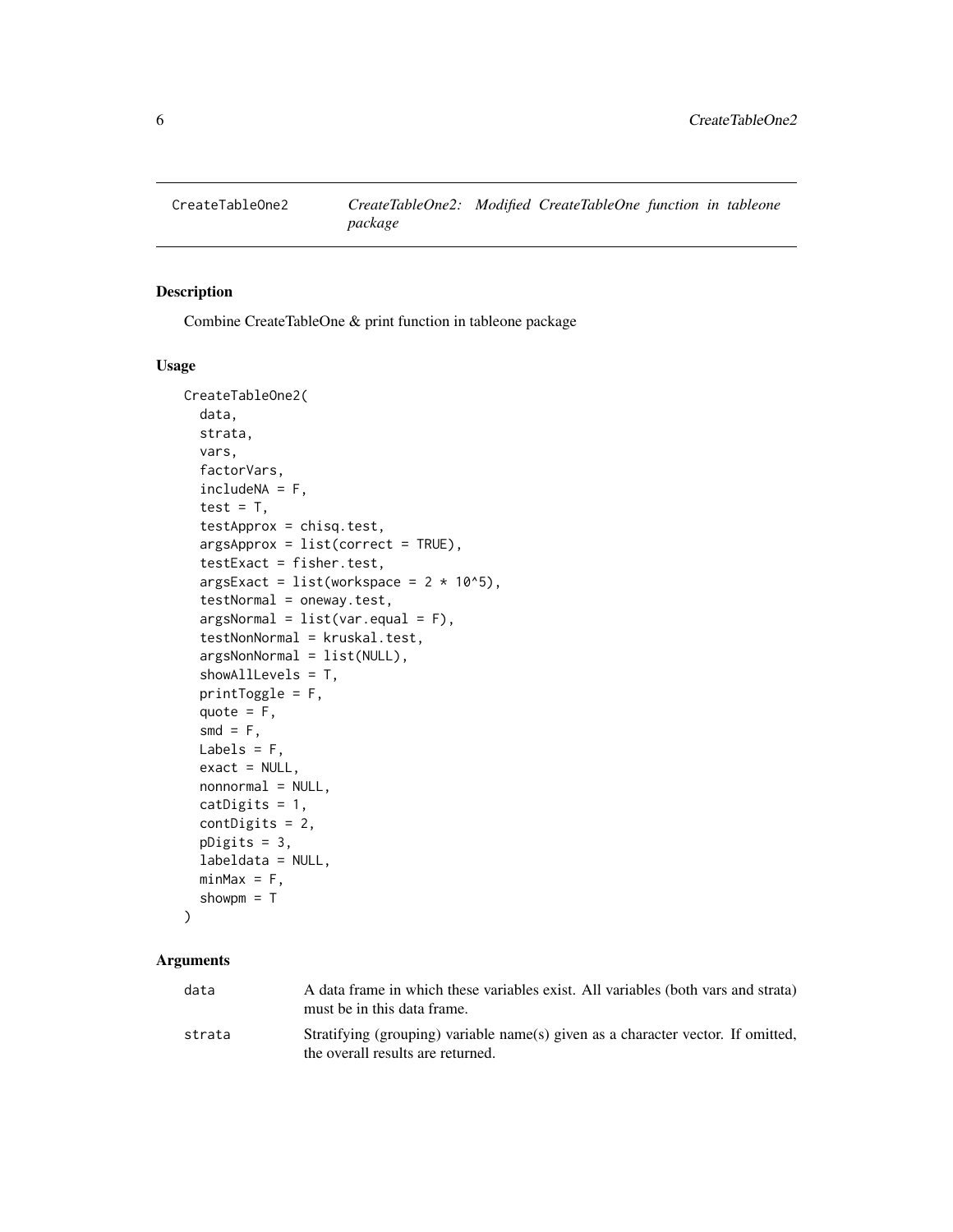# CreateTableOne2

*CreateTableOne2: Modified CreateTableOne function in tableone package*

## Description

Combine CreateTableOne & print function in tableone package

## Usage

```
CreateTableOne2(
  data,
  strata,
  vars,
  factorVars,
  includeNA = F,
  test = T,
  testApprox = chisq.test,
  argsApprox = list(correct = TRUE),
  testExact = fisher.test,
  argsExact = list(workspace = 2 * 10^5),
  testNormal = oneway.test,
  argsNormal = list(var.equal = F),
  testNonNormal = kruskal.test,
  argsNonNormal = list(NULL),
  showAllLevels = T,
  printToggle = F,
  quote = F,
  smd = F,
  Labels = F,
  exact = NULL,
  nonnormal = NULL,
  catDigits = 1,
  contDigits = 2,
  pDigits = 3,
  labeldata = NULL,
  minMax = F,
  showpm = T
)
```

## Arguments

| | |
|---|---|
| data | A data frame in which these variables exist. All variables (both vars and strata) must be in this data frame. |
| strata | Stratifying (grouping) variable name(s) given as a character vector. If omitted, the overall results are returned. |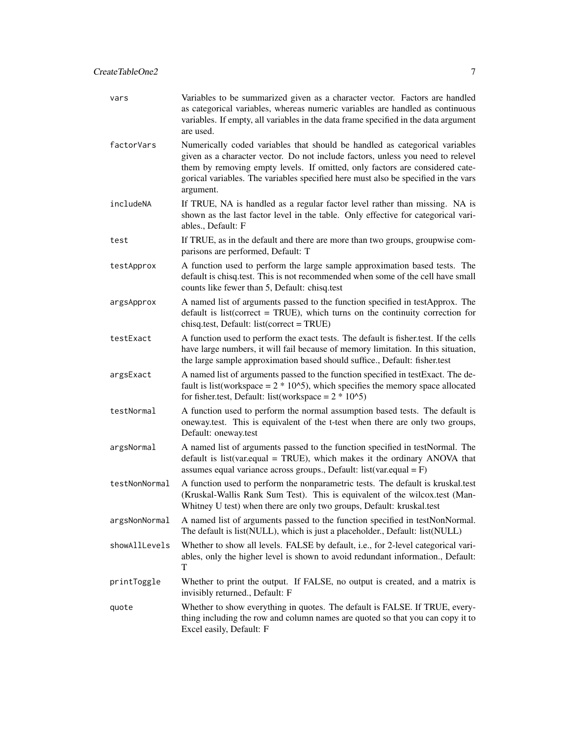| | |
|---|---|
| `vars` | Variables to be summarized given as a character vector. Factors are handled as categorical variables, whereas numeric variables are handled as continuous variables. If empty, all variables in the data frame specified in the data argument are used. |
| `factorVars` | Numerically coded variables that should be handled as categorical variables given as a character vector. Do not include factors, unless you need to relevel them by removing empty levels. If omitted, only factors are considered categorical variables. The variables specified here must also be specified in the vars argument. |
| `includeNA` | If TRUE, NA is handled as a regular factor level rather than missing. NA is shown as the last factor level in the table. Only effective for categorical variables., Default: F |
| `test` | If TRUE, as in the default and there are more than two groups, groupwise comparisons are performed, Default: T |
| `testApprox` | A function used to perform the large sample approximation based tests. The default is chisq.test. This is not recommended when some of the cell have small counts like fewer than 5, Default: chisq.test |
| `argsApprox` | A named list of arguments passed to the function specified in testApprox. The default is list(correct = TRUE), which turns on the continuity correction for chisq.test, Default: list(correct = TRUE) |
| `testExact` | A function used to perform the exact tests. The default is fisher.test. If the cells have large numbers, it will fail because of memory limitation. In this situation, the large sample approximation based should suffice., Default: fisher.test |
| `argsExact` | A named list of arguments passed to the function specified in testExact. The default is list(workspace = 2 * 10^5), which specifies the memory space allocated for fisher.test, Default: list(workspace = 2 * 10^5) |
| `testNormal` | A function used to perform the normal assumption based tests. The default is oneway.test. This is equivalent of the t-test when there are only two groups, Default: oneway.test |
| `argsNormal` | A named list of arguments passed to the function specified in testNormal. The default is list(var.equal = TRUE), which makes it the ordinary ANOVA that assumes equal variance across groups., Default: list(var.equal = F) |
| `testNonNormal` | A function used to perform the nonparametric tests. The default is kruskal.test (Kruskal-Wallis Rank Sum Test). This is equivalent of the wilcox.test (Man-Whitney U test) when there are only two groups, Default: kruskal.test |
| `argsNonNormal` | A named list of arguments passed to the function specified in testNonNormal. The default is list(NULL), which is just a placeholder., Default: list(NULL) |
| `showAllLevels` | Whether to show all levels. FALSE by default, i.e., for 2-level categorical variables, only the higher level is shown to avoid redundant information., Default: T |
| `printToggle` | Whether to print the output. If FALSE, no output is created, and a matrix is invisibly returned., Default: F |
| `quote` | Whether to show everything in quotes. The default is FALSE. If TRUE, everything including the row and column names are quoted so that you can copy it to Excel easily, Default: F |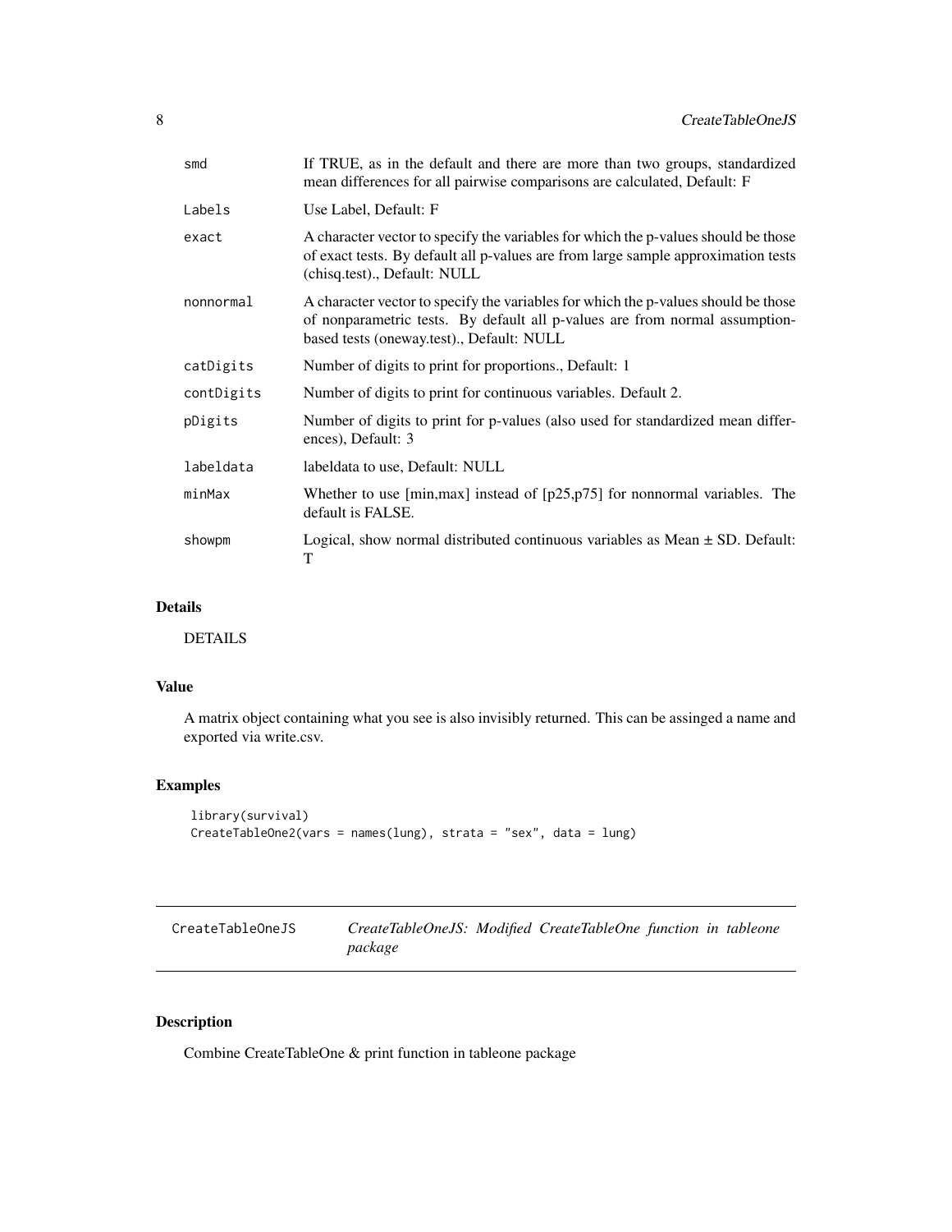| | |
|---|---|
| smd | If TRUE, as in the default and there are more than two groups, standardized mean differences for all pairwise comparisons are calculated, Default: F |
| Labels | Use Label, Default: F |
| exact | A character vector to specify the variables for which the p-values should be those of exact tests. By default all p-values are from large sample approximation tests (chisq.test)., Default: NULL |
| nonnormal | A character vector to specify the variables for which the p-values should be those of nonparametric tests. By default all p-values are from normal assumption-based tests (oneway.test)., Default: NULL |
| catDigits | Number of digits to print for proportions., Default: 1 |
| contDigits | Number of digits to print for continuous variables. Default 2. |
| pDigits | Number of digits to print for p-values (also used for standardized mean differences), Default: 3 |
| labeldata | labeldata to use, Default: NULL |
| minMax | Whether to use [min,max] instead of [p25,p75] for nonnormal variables. The default is FALSE. |
| showpm | Logical, show normal distributed continuous variables as Mean ± SD. Default: T |

## Details

DETAILS

## Value

A matrix object containing what you see is also invisibly returned. This can be assinged a name and exported via write.csv.

## Examples

```
library(survival)
CreateTableOne2(vars = names(lung), strata = "sex", data = lung)
```

---

# CreateTableOneJS — *CreateTableOneJS: Modified CreateTableOne function in tableone package*

---

## Description

Combine CreateTableOne & print function in tableone package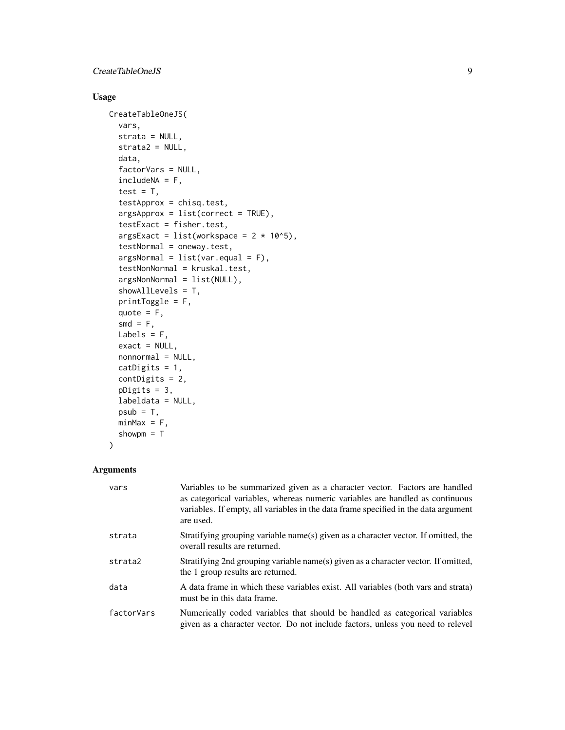## Usage

```
CreateTableOneJS(
  vars,
  strata = NULL,
  strata2 = NULL,
  data,
  factorVars = NULL,
  includeNA = F,
  test = T,
  testApprox = chisq.test,
  argsApprox = list(correct = TRUE),
  testExact = fisher.test,
  argsExact = list(workspace = 2 * 10^5),
  testNormal = oneway.test,
  argsNormal = list(var.equal = F),
  testNonNormal = kruskal.test,
  argsNonNormal = list(NULL),
  showAllLevels = T,
  printToggle = F,
  quote = F,
  smd = F,
  Labels = F,
  exact = NULL,
  nonnormal = NULL,
  catDigits = 1,
  contDigits = 2,
  pDigits = 3,
  labeldata = NULL,
  psub = T,
  minMax = F,
  showpm = T
)
```

## Arguments

| Argument | Description |
| --- | --- |
| `vars` | Variables to be summarized given as a character vector. Factors are handled as categorical variables, whereas numeric variables are handled as continuous variables. If empty, all variables in the data frame specified in the data argument are used. |
| `strata` | Stratifying grouping variable name(s) given as a character vector. If omitted, the overall results are returned. |
| `strata2` | Stratifying 2nd grouping variable name(s) given as a character vector. If omitted, the 1 group results are returned. |
| `data` | A data frame in which these variables exist. All variables (both vars and strata) must be in this data frame. |
| `factorVars` | Numerically coded variables that should be handled as categorical variables given as a character vector. Do not include factors, unless you need to relevel |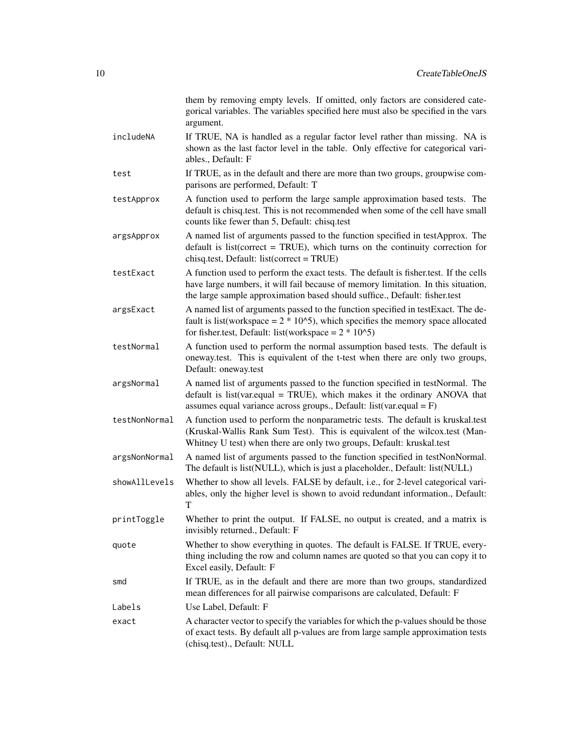them by removing empty levels. If omitted, only factors are considered categorical variables. The variables specified here must also be specified in the vars argument.

| | |
|---|---|
| `includeNA` | If TRUE, NA is handled as a regular factor level rather than missing. NA is shown as the last factor level in the table. Only effective for categorical variables., Default: F |
| `test` | If TRUE, as in the default and there are more than two groups, groupwise comparisons are performed, Default: T |
| `testApprox` | A function used to perform the large sample approximation based tests. The default is chisq.test. This is not recommended when some of the cell have small counts like fewer than 5, Default: chisq.test |
| `argsApprox` | A named list of arguments passed to the function specified in testApprox. The default is list(correct = TRUE), which turns on the continuity correction for chisq.test, Default: list(correct = TRUE) |
| `testExact` | A function used to perform the exact tests. The default is fisher.test. If the cells have large numbers, it will fail because of memory limitation. In this situation, the large sample approximation based should suffice., Default: fisher.test |
| `argsExact` | A named list of arguments passed to the function specified in testExact. The default is list(workspace = 2 * 10^5), which specifies the memory space allocated for fisher.test, Default: list(workspace = 2 * 10^5) |
| `testNormal` | A function used to perform the normal assumption based tests. The default is oneway.test. This is equivalent of the t-test when there are only two groups, Default: oneway.test |
| `argsNormal` | A named list of arguments passed to the function specified in testNormal. The default is list(var.equal = TRUE), which makes it the ordinary ANOVA that assumes equal variance across groups., Default: list(var.equal = F) |
| `testNonNormal` | A function used to perform the nonparametric tests. The default is kruskal.test (Kruskal-Wallis Rank Sum Test). This is equivalent of the wilcox.test (Man-Whitney U test) when there are only two groups, Default: kruskal.test |
| `argsNonNormal` | A named list of arguments passed to the function specified in testNonNormal. The default is list(NULL), which is just a placeholder., Default: list(NULL) |
| `showAllLevels` | Whether to show all levels. FALSE by default, i.e., for 2-level categorical variables, only the higher level is shown to avoid redundant information., Default: T |
| `printToggle` | Whether to print the output. If FALSE, no output is created, and a matrix is invisibly returned., Default: F |
| `quote` | Whether to show everything in quotes. The default is FALSE. If TRUE, everything including the row and column names are quoted so that you can copy it to Excel easily, Default: F |
| `smd` | If TRUE, as in the default and there are more than two groups, standardized mean differences for all pairwise comparisons are calculated, Default: F |
| `Labels` | Use Label, Default: F |
| `exact` | A character vector to specify the variables for which the p-values should be those of exact tests. By default all p-values are from large sample approximation tests (chisq.test)., Default: NULL |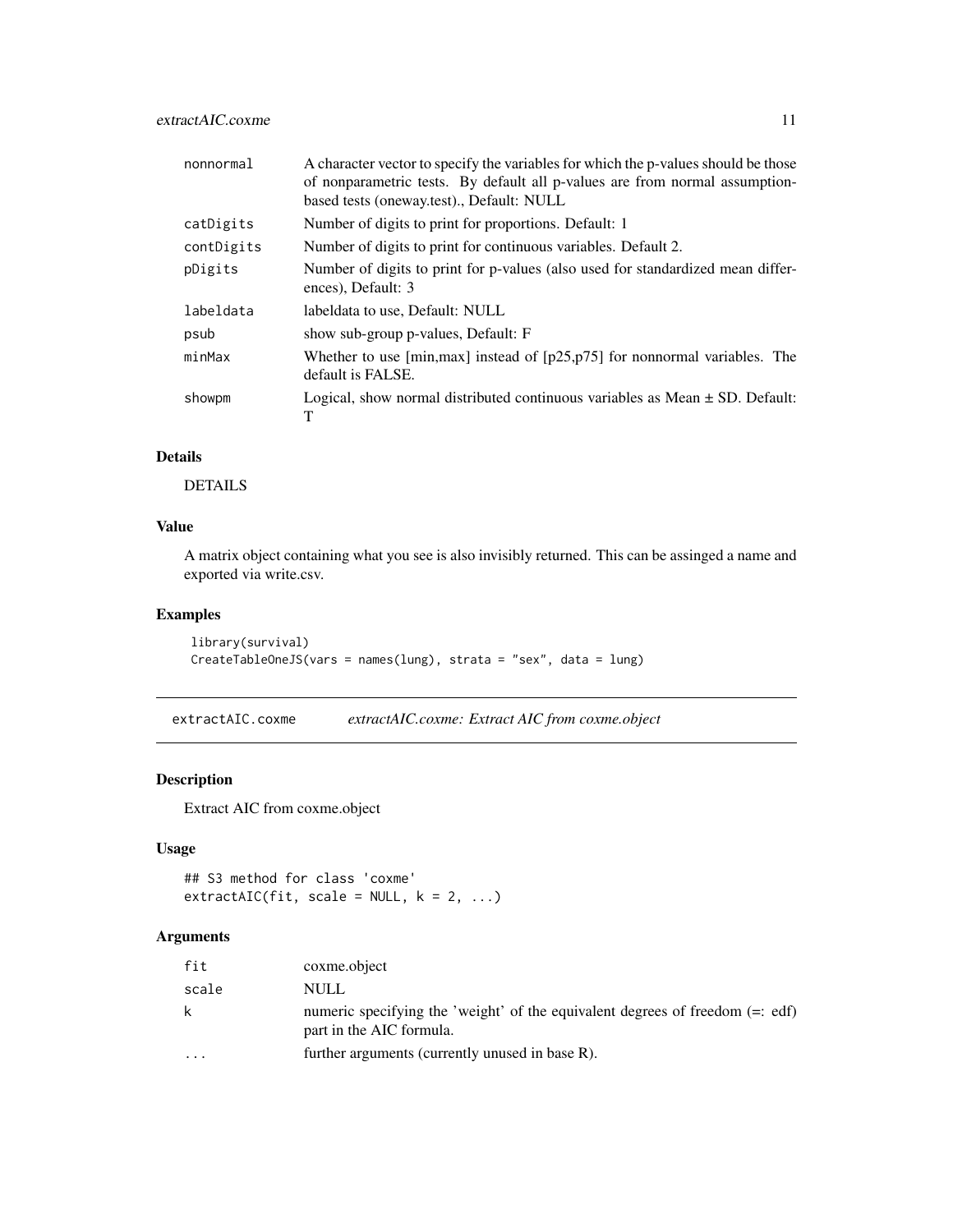| | |
|---|---|
| nonnormal | A character vector to specify the variables for which the p-values should be those of nonparametric tests. By default all p-values are from normal assumption-based tests (oneway.test)., Default: NULL |
| catDigits | Number of digits to print for proportions. Default: 1 |
| contDigits | Number of digits to print for continuous variables. Default 2. |
| pDigits | Number of digits to print for p-values (also used for standardized mean differences), Default: 3 |
| labeldata | labeldata to use, Default: NULL |
| psub | show sub-group p-values, Default: F |
| minMax | Whether to use [min,max] instead of [p25,p75] for nonnormal variables. The default is FALSE. |
| showpm | Logical, show normal distributed continuous variables as Mean ± SD. Default: T |

## Details

DETAILS

## Value

A matrix object containing what you see is also invisibly returned. This can be assinged a name and exported via write.csv.

## Examples

```
library(survival)
CreateTableOneJS(vars = names(lung), strata = "sex", data = lung)
```

# extractAIC.coxme    *extractAIC.coxme: Extract AIC from coxme.object*

## Description

Extract AIC from coxme.object

## Usage

```
## S3 method for class 'coxme'
extractAIC(fit, scale = NULL, k = 2, ...)
```

## Arguments

| | |
|---|---|
| fit | coxme.object |
| scale | NULL |
| k | numeric specifying the 'weight' of the equivalent degrees of freedom (=: edf) part in the AIC formula. |
| ... | further arguments (currently unused in base R). |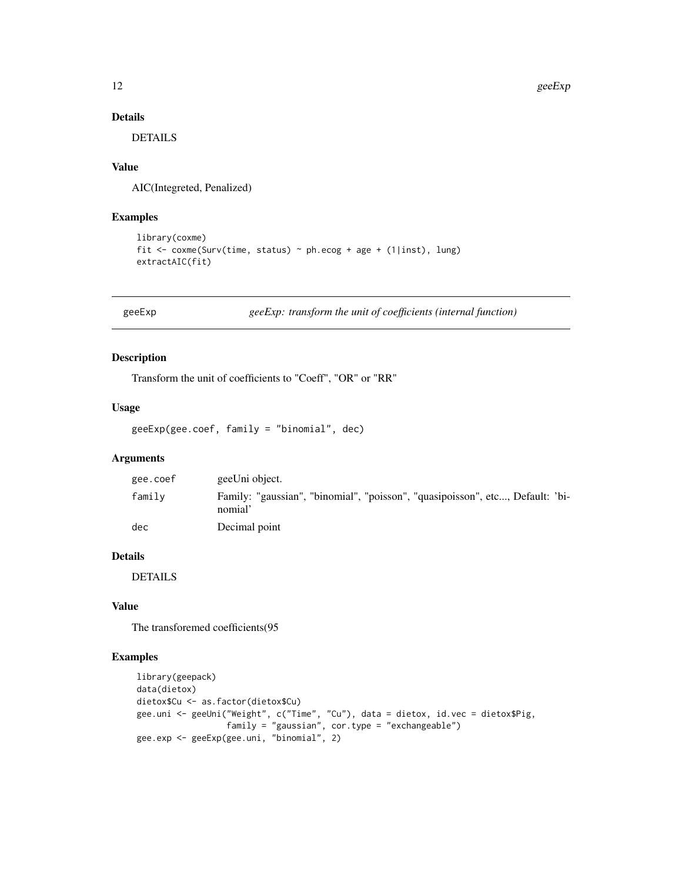### Details

DETAILS

### Value

AIC(Integreted, Penalized)

### Examples

```
library(coxme)
fit <- coxme(Surv(time, status) ~ ph.ecog + age + (1|inst), lung)
extractAIC(fit)
```

---

## geeExp — *geeExp: transform the unit of coefficients (internal function)*

### Description

Transform the unit of coefficients to "Coeff", "OR" or "RR"

### Usage

```
geeExp(gee.coef, family = "binomial", dec)
```

### Arguments

| | |
|---|---|
| gee.coef | geeUni object. |
| family | Family: "gaussian", "binomial", "poisson", "quasipoisson", etc..., Default: 'binomial' |
| dec | Decimal point |

### Details

DETAILS

### Value

The transforemed coefficients(95

### Examples

```
library(geepack)
data(dietox)
dietox$Cu <- as.factor(dietox$Cu)
gee.uni <- geeUni("Weight", c("Time", "Cu"), data = dietox, id.vec = dietox$Pig,
                  family = "gaussian", cor.type = "exchangeable")
gee.exp <- geeExp(gee.uni, "binomial", 2)
```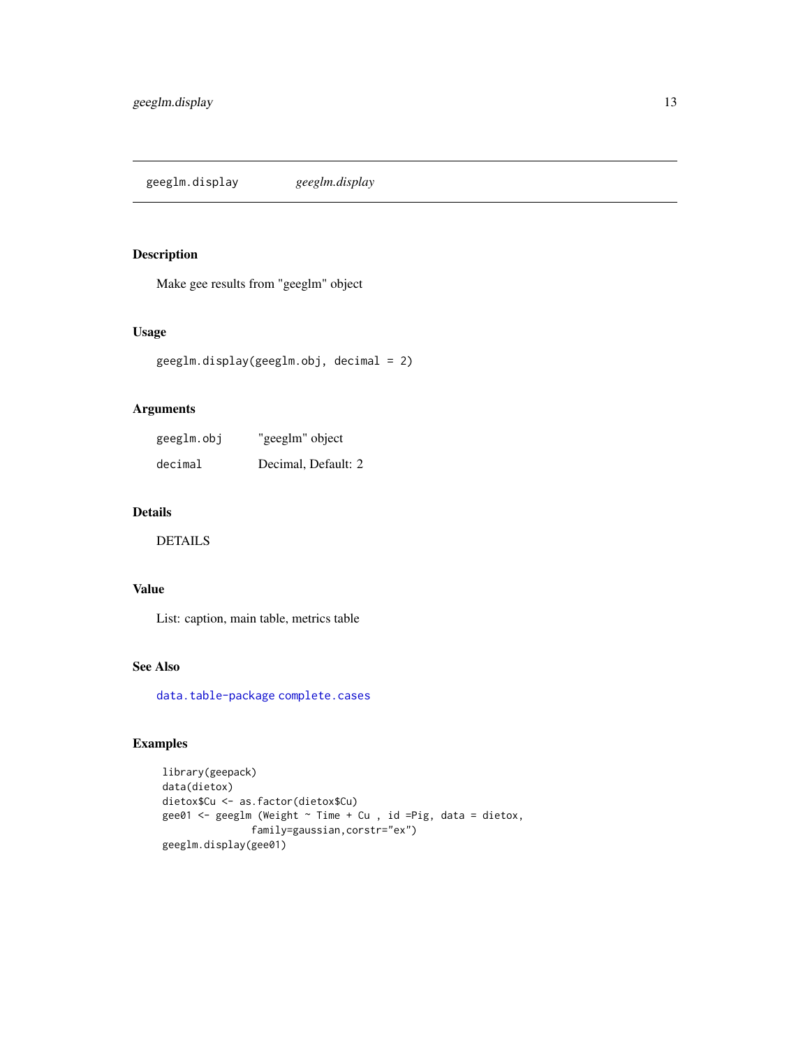# geeglm.display *geeglm.display*

## Description

Make gee results from "geeglm" object

## Usage

```
geeglm.display(geeglm.obj, decimal = 2)
```

## Arguments

| | |
|---|---|
| geeglm.obj | "geeglm" object |
| decimal | Decimal, Default: 2 |

## Details

DETAILS

## Value

List: caption, main table, metrics table

## See Also

data.table-package complete.cases

## Examples

```
library(geepack)
data(dietox)
dietox$Cu <- as.factor(dietox$Cu)
gee01 <- geeglm (Weight ~ Time + Cu , id =Pig, data = dietox,
               family=gaussian,corstr="ex")
geeglm.display(gee01)
```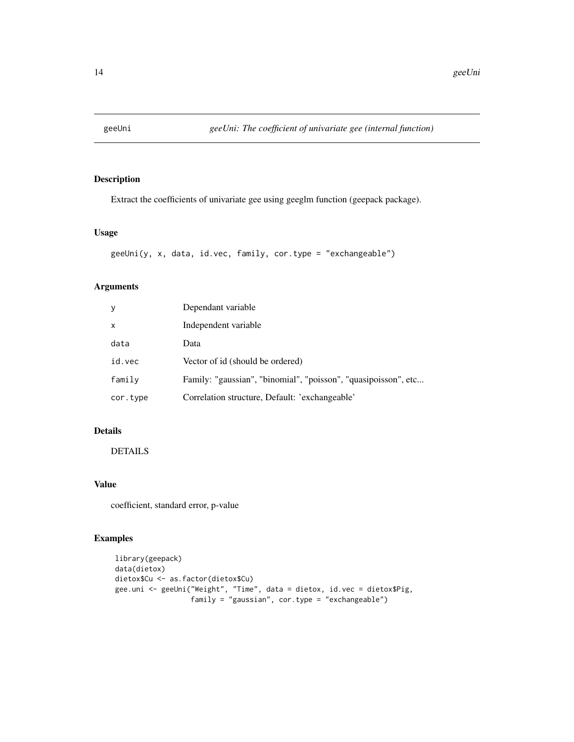# geeUni — *geeUni: The coefficient of univariate gee (internal function)*

## Description

Extract the coefficients of univariate gee using geeglm function (geepack package).

## Usage

```
geeUni(y, x, data, id.vec, family, cor.type = "exchangeable")
```

## Arguments

| | |
|---|---|
| y | Dependant variable |
| x | Independent variable |
| data | Data |
| id.vec | Vector of id (should be ordered) |
| family | Family: "gaussian", "binomial", "poisson", "quasipoisson", etc... |
| cor.type | Correlation structure, Default: 'exchangeable' |

## Details

DETAILS

## Value

coefficient, standard error, p-value

## Examples

```
library(geepack)
data(dietox)
dietox$Cu <- as.factor(dietox$Cu)
gee.uni <- geeUni("Weight", "Time", data = dietox, id.vec = dietox$Pig,
                  family = "gaussian", cor.type = "exchangeable")
```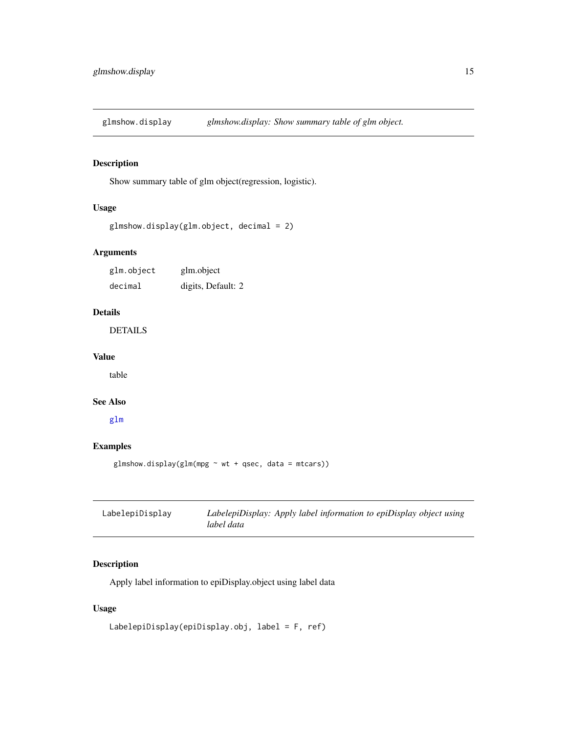## glmshow.display

*glmshow.display: Show summary table of glm object.*

### Description

Show summary table of glm object(regression, logistic).

### Usage

```
glmshow.display(glm.object, decimal = 2)
```

### Arguments

| | |
|---|---|
| glm.object | glm.object |
| decimal | digits, Default: 2 |

### Details

DETAILS

### Value

table

### See Also

glm

### Examples

```
glmshow.display(glm(mpg ~ wt + qsec, data = mtcars))
```

## LabelepiDisplay

*LabelepiDisplay: Apply label information to epiDisplay object using label data*

### Description

Apply label information to epiDisplay.object using label data

### Usage

```
LabelepiDisplay(epiDisplay.obj, label = F, ref)
```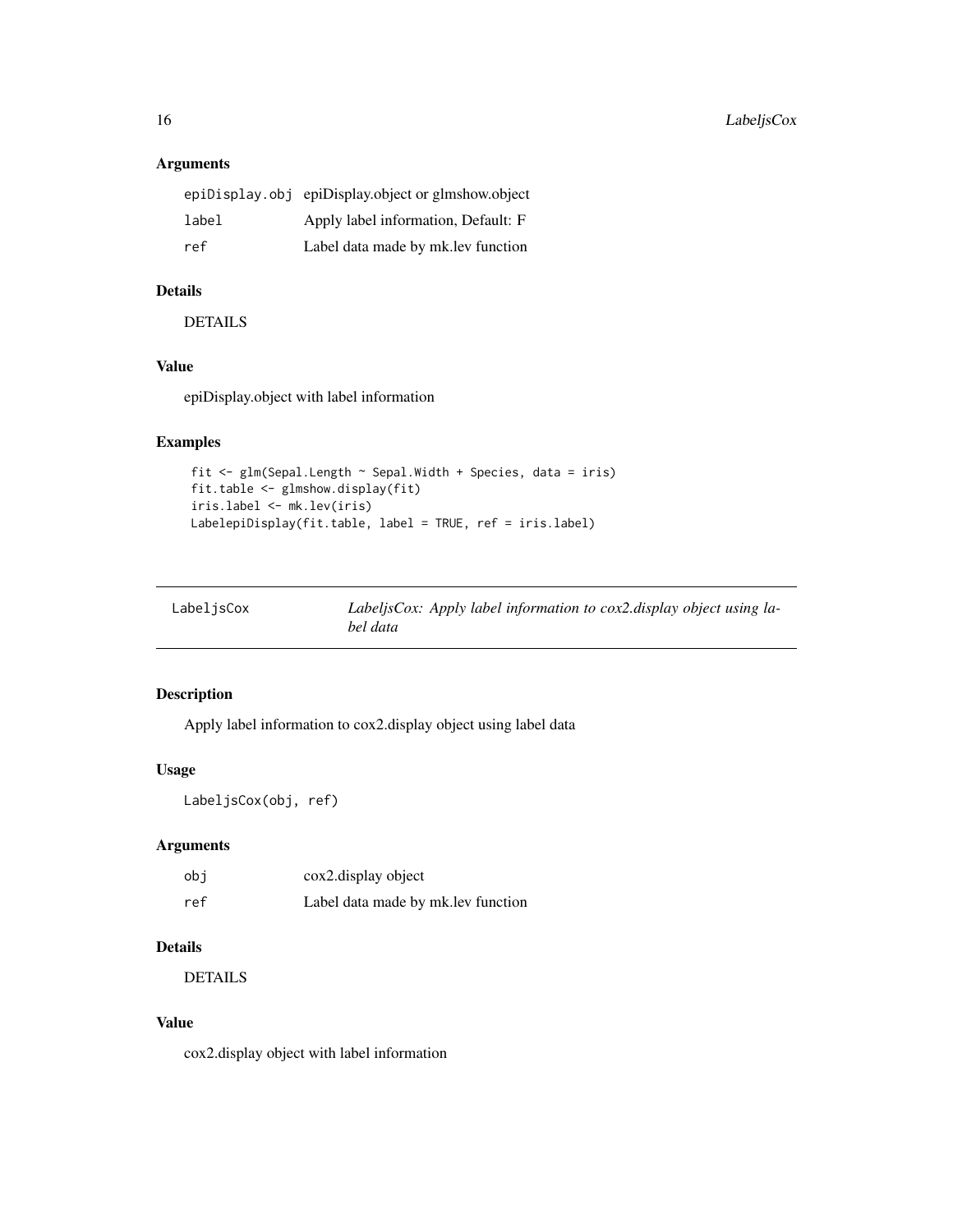### Arguments

| | |
|---|---|
| epiDisplay.obj | epiDisplay.object or glmshow.object |
| label | Apply label information, Default: F |
| ref | Label data made by mk.lev function |

### Details

DETAILS

### Value

epiDisplay.object with label information

### Examples

```
fit <- glm(Sepal.Length ~ Sepal.Width + Species, data = iris)
fit.table <- glmshow.display(fit)
iris.label <- mk.lev(iris)
LabelepiDisplay(fit.table, label = TRUE, ref = iris.label)
```

---

## LabeljsCox — *LabeljsCox: Apply label information to cox2.display object using label data*

### Description

Apply label information to cox2.display object using label data

### Usage

```
LabeljsCox(obj, ref)
```

### Arguments

| | |
|---|---|
| obj | cox2.display object |
| ref | Label data made by mk.lev function |

### Details

DETAILS

### Value

cox2.display object with label information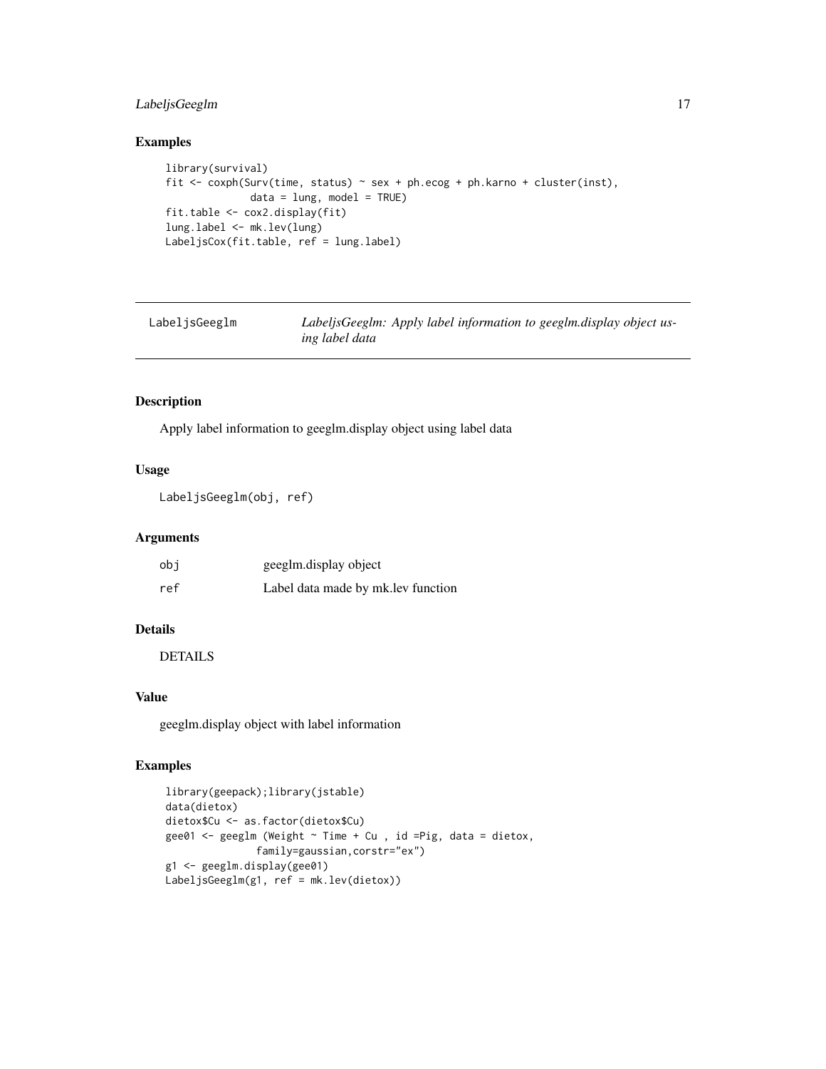## Examples

```
library(survival)
fit <- coxph(Surv(time, status) ~ sex + ph.ecog + ph.karno + cluster(inst),
             data = lung, model = TRUE)
fit.table <- cox2.display(fit)
lung.label <- mk.lev(lung)
LabeljsCox(fit.table, ref = lung.label)
```

---

# LabeljsGeeglm — *LabeljsGeeglm: Apply label information to geeglm.display object using label data*

---

## Description

Apply label information to geeglm.display object using label data

## Usage

```
LabeljsGeeglm(obj, ref)
```

## Arguments

| | |
|---|---|
| obj | geeglm.display object |
| ref | Label data made by mk.lev function |

## Details

DETAILS

## Value

geeglm.display object with label information

## Examples

```
library(geepack);library(jstable)
data(dietox)
dietox$Cu <- as.factor(dietox$Cu)
gee01 <- geeglm (Weight ~ Time + Cu , id =Pig, data = dietox,
             family=gaussian,corstr="ex")
g1 <- geeglm.display(gee01)
LabeljsGeeglm(g1, ref = mk.lev(dietox))
```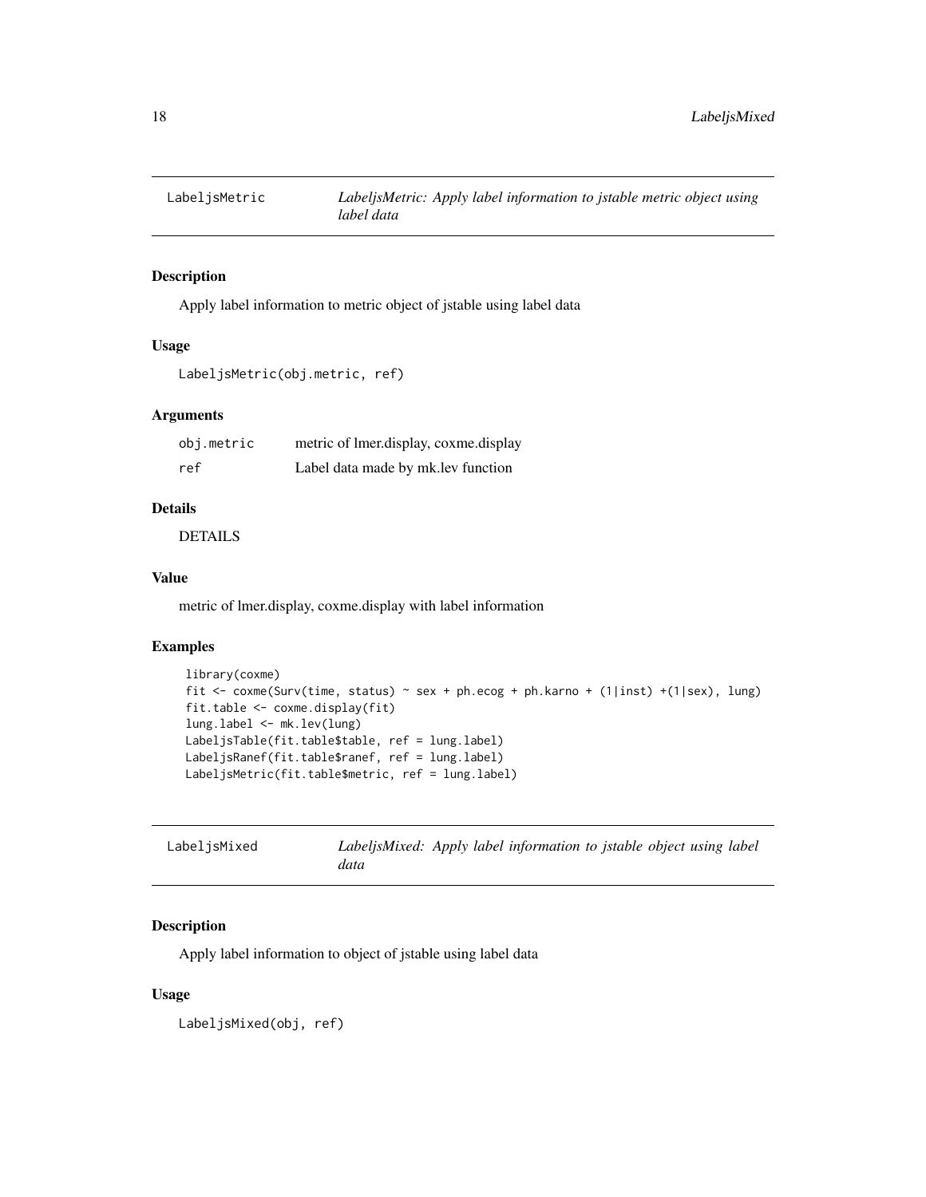## LabeljsMetric

*LabeljsMetric: Apply label information to jstable metric object using label data*

### Description

Apply label information to metric object of jstable using label data

### Usage

```
LabeljsMetric(obj.metric, ref)
```

### Arguments

| | |
|---|---|
| obj.metric | metric of lmer.display, coxme.display |
| ref | Label data made by mk.lev function |

### Details

DETAILS

### Value

metric of lmer.display, coxme.display with label information

### Examples

```
library(coxme)
fit <- coxme(Surv(time, status) ~ sex + ph.ecog + ph.karno + (1|inst) +(1|sex), lung)
fit.table <- coxme.display(fit)
lung.label <- mk.lev(lung)
LabeljsTable(fit.table$table, ref = lung.label)
LabeljsRanef(fit.table$ranef, ref = lung.label)
LabeljsMetric(fit.table$metric, ref = lung.label)
```

## LabeljsMixed

*LabeljsMixed: Apply label information to jstable object using label data*

### Description

Apply label information to object of jstable using label data

### Usage

```
LabeljsMixed(obj, ref)
```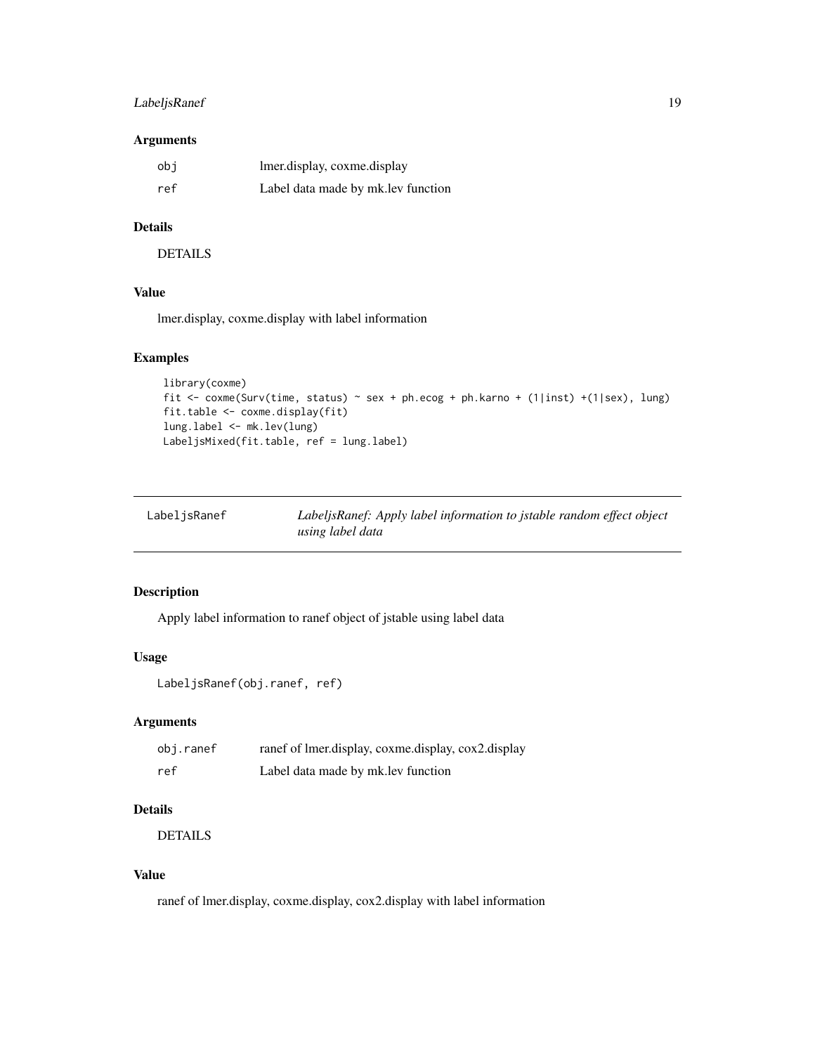### Arguments

| | |
|---|---|
| obj | lmer.display, coxme.display |
| ref | Label data made by mk.lev function |

### Details

DETAILS

### Value

lmer.display, coxme.display with label information

### Examples

```
library(coxme)
fit <- coxme(Surv(time, status) ~ sex + ph.ecog + ph.karno + (1|inst) +(1|sex), lung)
fit.table <- coxme.display(fit)
lung.label <- mk.lev(lung)
LabeljsMixed(fit.table, ref = lung.label)
```

---

## LabeljsRanef — *LabeljsRanef: Apply label information to jstable random effect object using label data*

### Description

Apply label information to ranef object of jstable using label data

### Usage

```
LabeljsRanef(obj.ranef, ref)
```

### Arguments

| | |
|---|---|
| obj.ranef | ranef of lmer.display, coxme.display, cox2.display |
| ref | Label data made by mk.lev function |

### Details

DETAILS

### Value

ranef of lmer.display, coxme.display, cox2.display with label information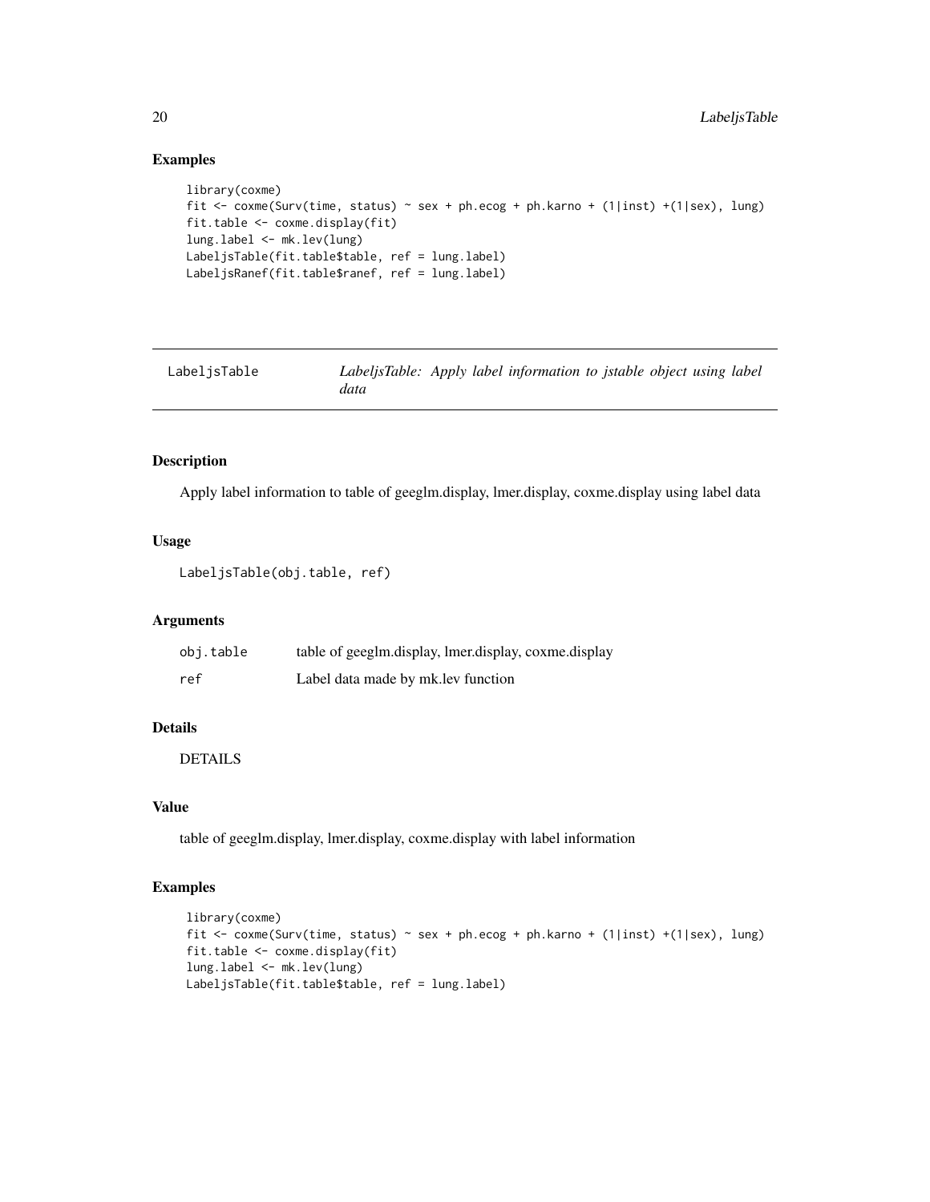## Examples

```
library(coxme)
fit <- coxme(Surv(time, status) ~ sex + ph.ecog + ph.karno + (1|inst) +(1|sex), lung)
fit.table <- coxme.display(fit)
lung.label <- mk.lev(lung)
LabeljsTable(fit.table$table, ref = lung.label)
LabeljsRanef(fit.table$ranef, ref = lung.label)
```

---

LabeljsTable — *LabeljsTable: Apply label information to jstable object using label data*

---

## Description

Apply label information to table of geeglm.display, lmer.display, coxme.display using label data

## Usage

```
LabeljsTable(obj.table, ref)
```

## Arguments

| | |
|---|---|
| obj.table | table of geeglm.display, lmer.display, coxme.display |
| ref | Label data made by mk.lev function |

## Details

DETAILS

## Value

table of geeglm.display, lmer.display, coxme.display with label information

## Examples

```
library(coxme)
fit <- coxme(Surv(time, status) ~ sex + ph.ecog + ph.karno + (1|inst) +(1|sex), lung)
fit.table <- coxme.display(fit)
lung.label <- mk.lev(lung)
LabeljsTable(fit.table$table, ref = lung.label)
```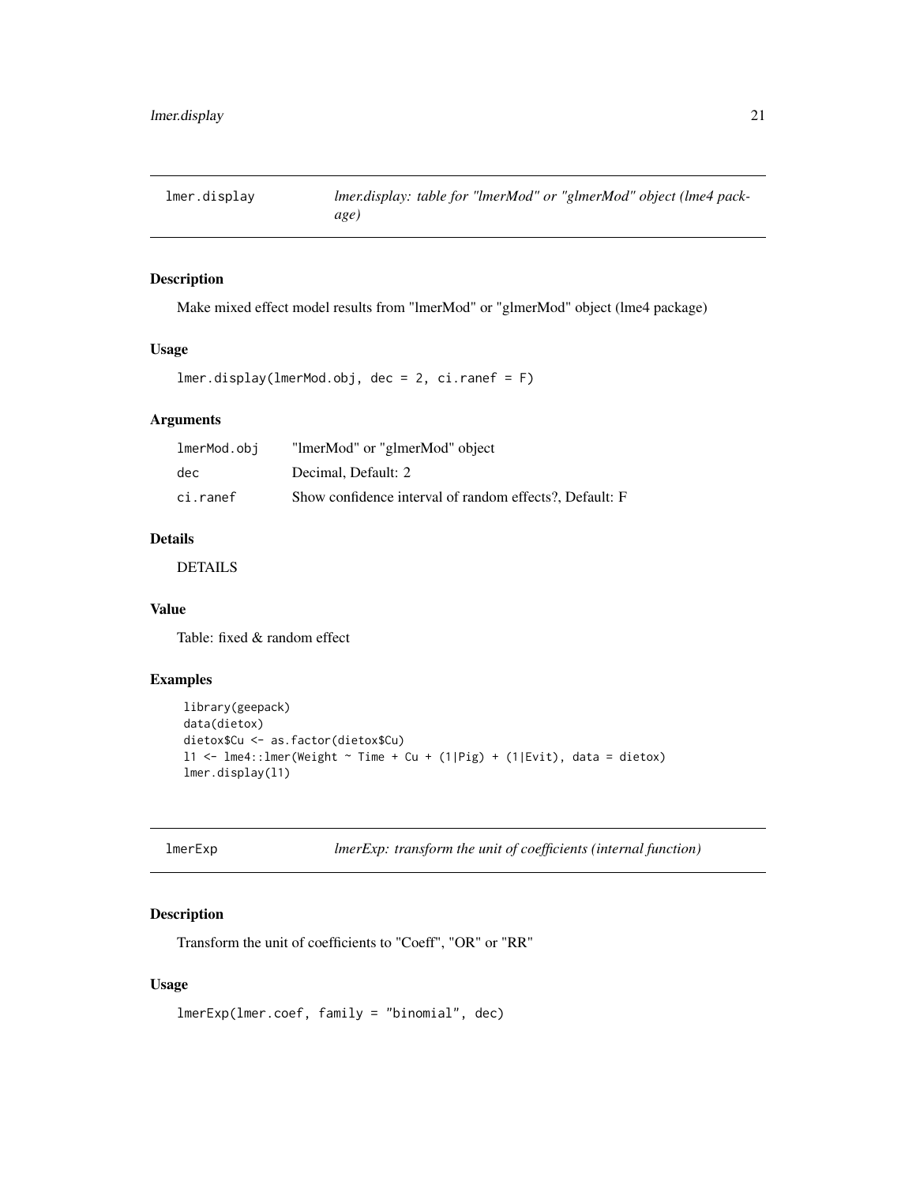## lmer.display

*lmer.display: table for "lmerMod" or "glmerMod" object (lme4 package)*

### Description

Make mixed effect model results from "lmerMod" or "glmerMod" object (lme4 package)

### Usage

```
lmer.display(lmerMod.obj, dec = 2, ci.ranef = F)
```

### Arguments

| | |
|---|---|
| lmerMod.obj | "lmerMod" or "glmerMod" object |
| dec | Decimal, Default: 2 |
| ci.ranef | Show confidence interval of random effects?, Default: F |

### Details

DETAILS

### Value

Table: fixed & random effect

### Examples

```
library(geepack)
data(dietox)
dietox$Cu <- as.factor(dietox$Cu)
l1 <- lme4::lmer(Weight ~ Time + Cu + (1|Pig) + (1|Evit), data = dietox)
lmer.display(l1)
```

## lmerExp

*lmerExp: transform the unit of coefficients (internal function)*

### Description

Transform the unit of coefficients to "Coeff", "OR" or "RR"

### Usage

```
lmerExp(lmer.coef, family = "binomial", dec)
```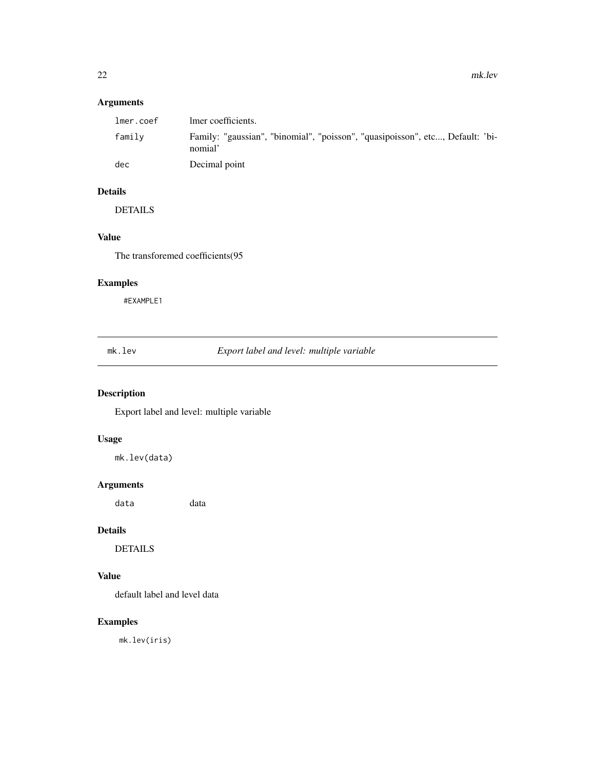## Arguments

| | |
|---|---|
| `lmer.coef` | lmer coefficients. |
| `family` | Family: "gaussian", "binomial", "poisson", "quasipoisson", etc..., Default: 'binomial' |
| `dec` | Decimal point |

## Details

DETAILS

## Value

The transforemed coefficients(95

## Examples

```
#EXAMPLE1
```

---

# mk.lev — *Export label and level: multiple variable*

## Description

Export label and level: multiple variable

## Usage

```
mk.lev(data)
```

## Arguments

| | |
|---|---|
| `data` | data |

## Details

DETAILS

## Value

default label and level data

## Examples

```
mk.lev(iris)
```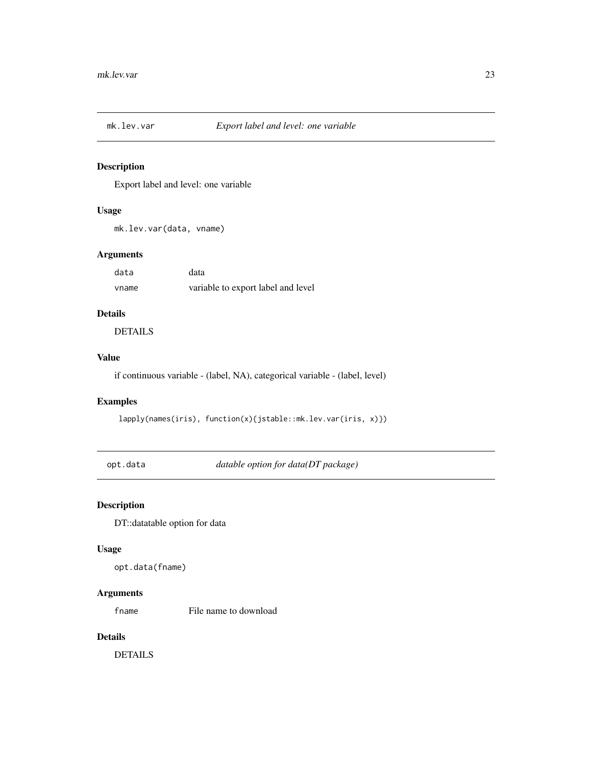## mk.lev.var — *Export label and level: one variable*

### Description

Export label and level: one variable

### Usage

```
mk.lev.var(data, vname)
```

### Arguments

| | |
|---|---|
| `data` | data |
| `vname` | variable to export label and level |

### Details

DETAILS

### Value

if continuous variable - (label, NA), categorical variable - (label, level)

### Examples

```
lapply(names(iris), function(x){jstable::mk.lev.var(iris, x)})
```

## opt.data — *datable option for data(DT package)*

### Description

DT::datatable option for data

### Usage

```
opt.data(fname)
```

### Arguments

| | |
|---|---|
| `fname` | File name to download |

### Details

DETAILS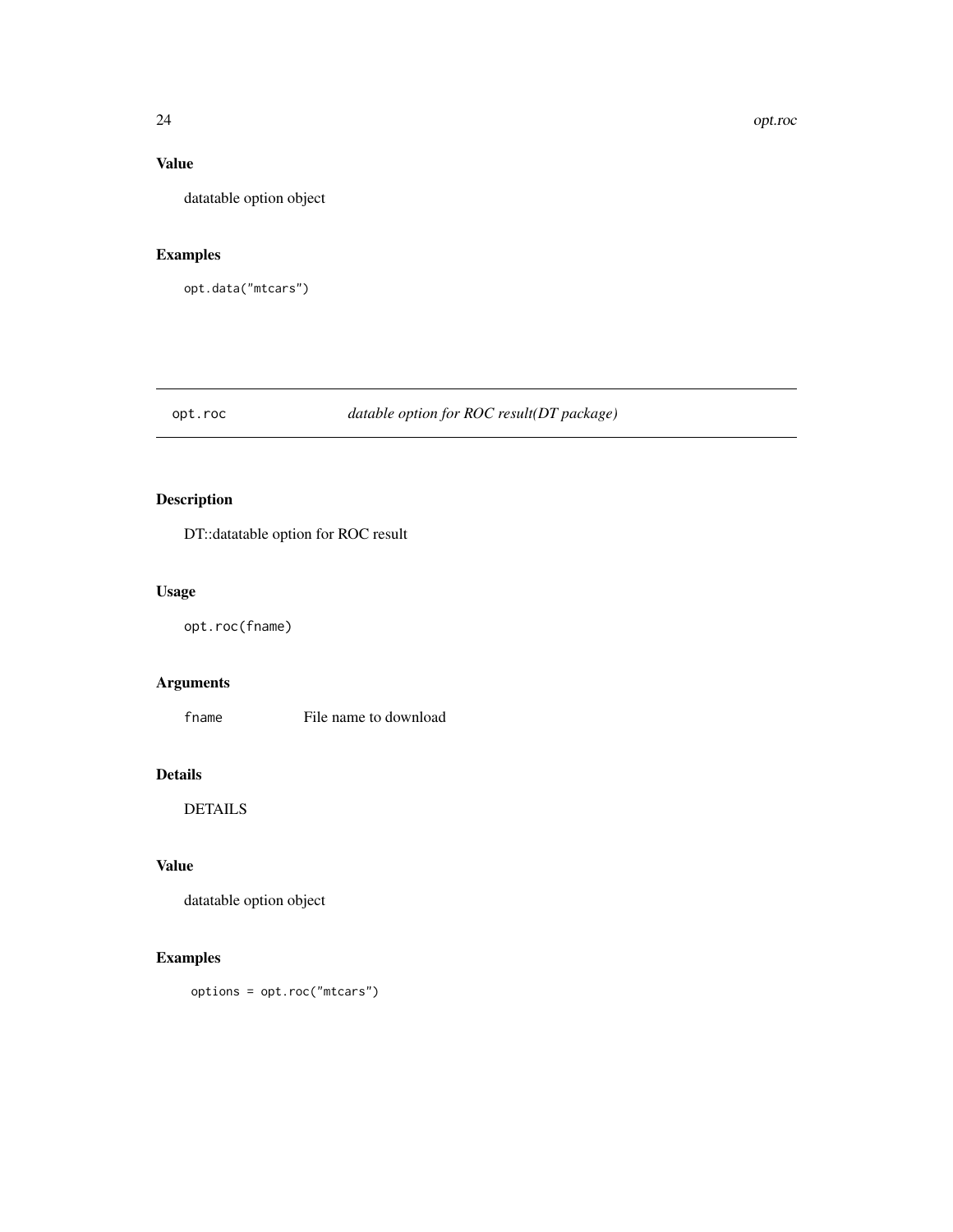## Value

datatable option object

## Examples

```
opt.data("mtcars")
```

---

# opt.roc &nbsp;&nbsp;&nbsp;&nbsp; *datable option for ROC result(DT package)*

---

## Description

DT::datatable option for ROC result

## Usage

```
opt.roc(fname)
```

## Arguments

| | |
|---|---|
| fname | File name to download |

## Details

DETAILS

## Value

datatable option object

## Examples

```
options = opt.roc("mtcars")
```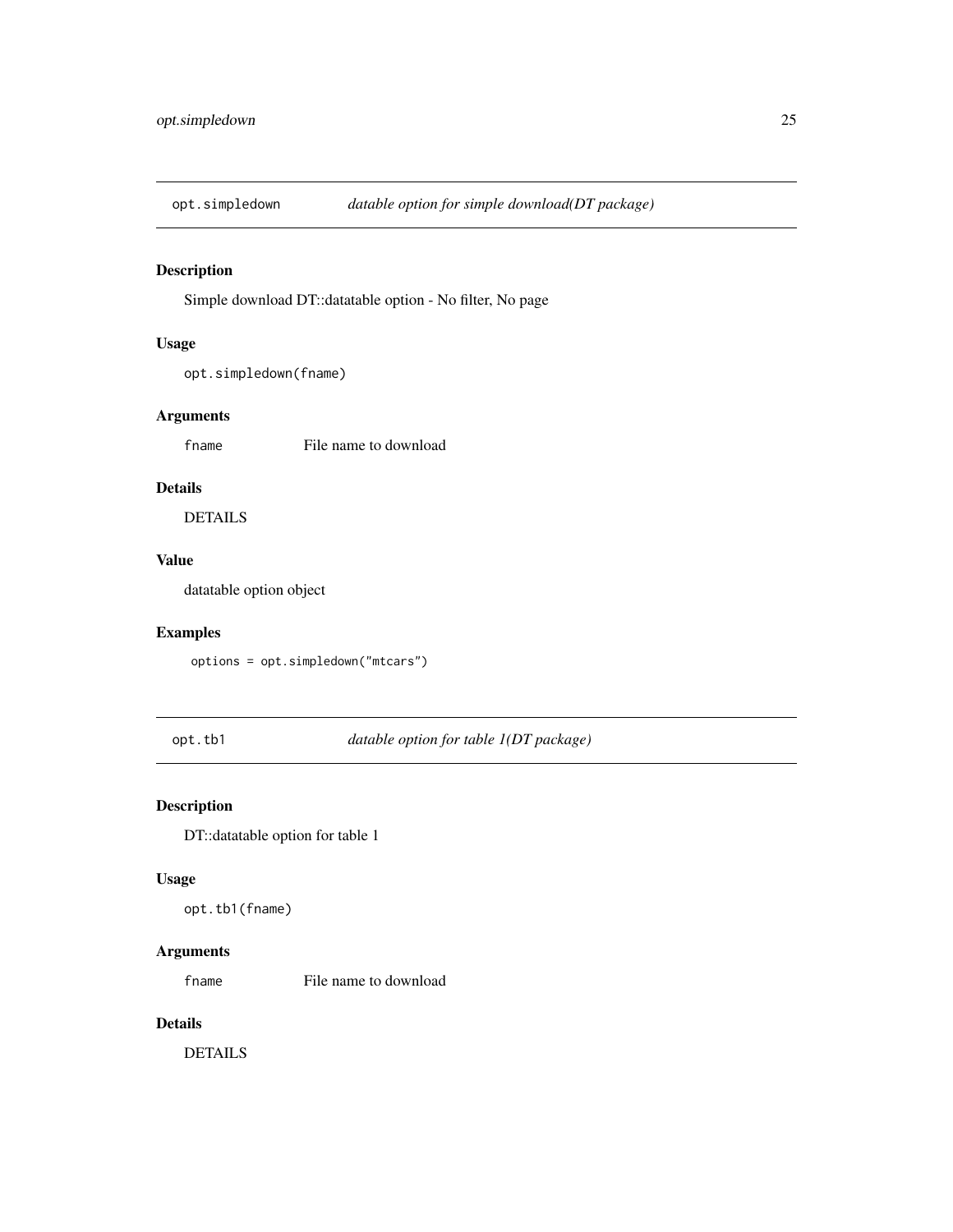## opt.simpledown *datable option for simple download(DT package)*

### Description

Simple download DT::datatable option - No filter, No page

### Usage

```
opt.simpledown(fname)
```

### Arguments

| | |
|---|---|
| fname | File name to download |

### Details

DETAILS

### Value

datatable option object

### Examples

```
options = opt.simpledown("mtcars")
```

## opt.tb1 *datable option for table 1(DT package)*

### Description

DT::datatable option for table 1

### Usage

```
opt.tb1(fname)
```

### Arguments

| | |
|---|---|
| fname | File name to download |

### Details

DETAILS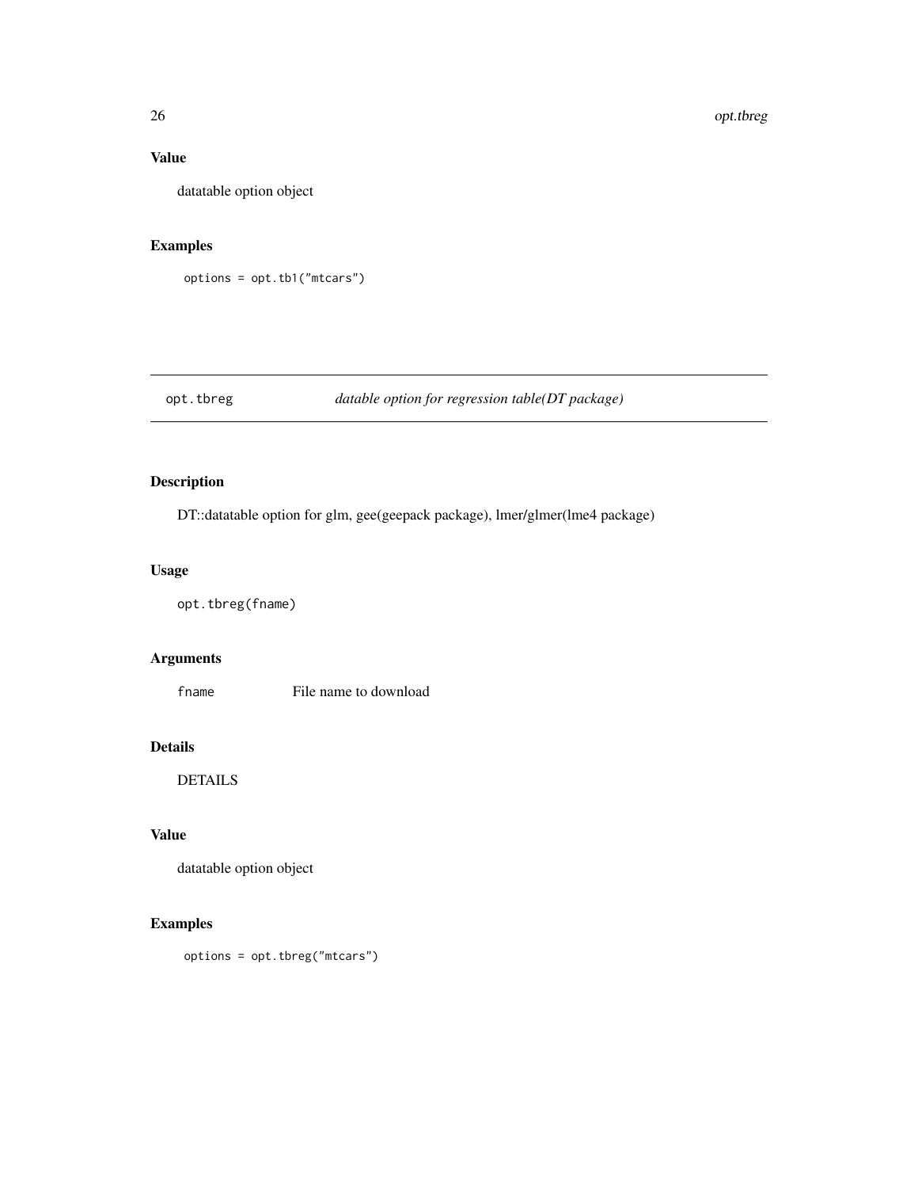## Value

datatable option object

## Examples

```
options = opt.tb1("mtcars")
```

---

# opt.tbreg *datable option for regression table(DT package)*

## Description

DT::datatable option for glm, gee(geepack package), lmer/glmer(lme4 package)

## Usage

```
opt.tbreg(fname)
```

## Arguments

| | |
|---|---|
| `fname` | File name to download |

## Details

DETAILS

## Value

datatable option object

## Examples

```
options = opt.tbreg("mtcars")
```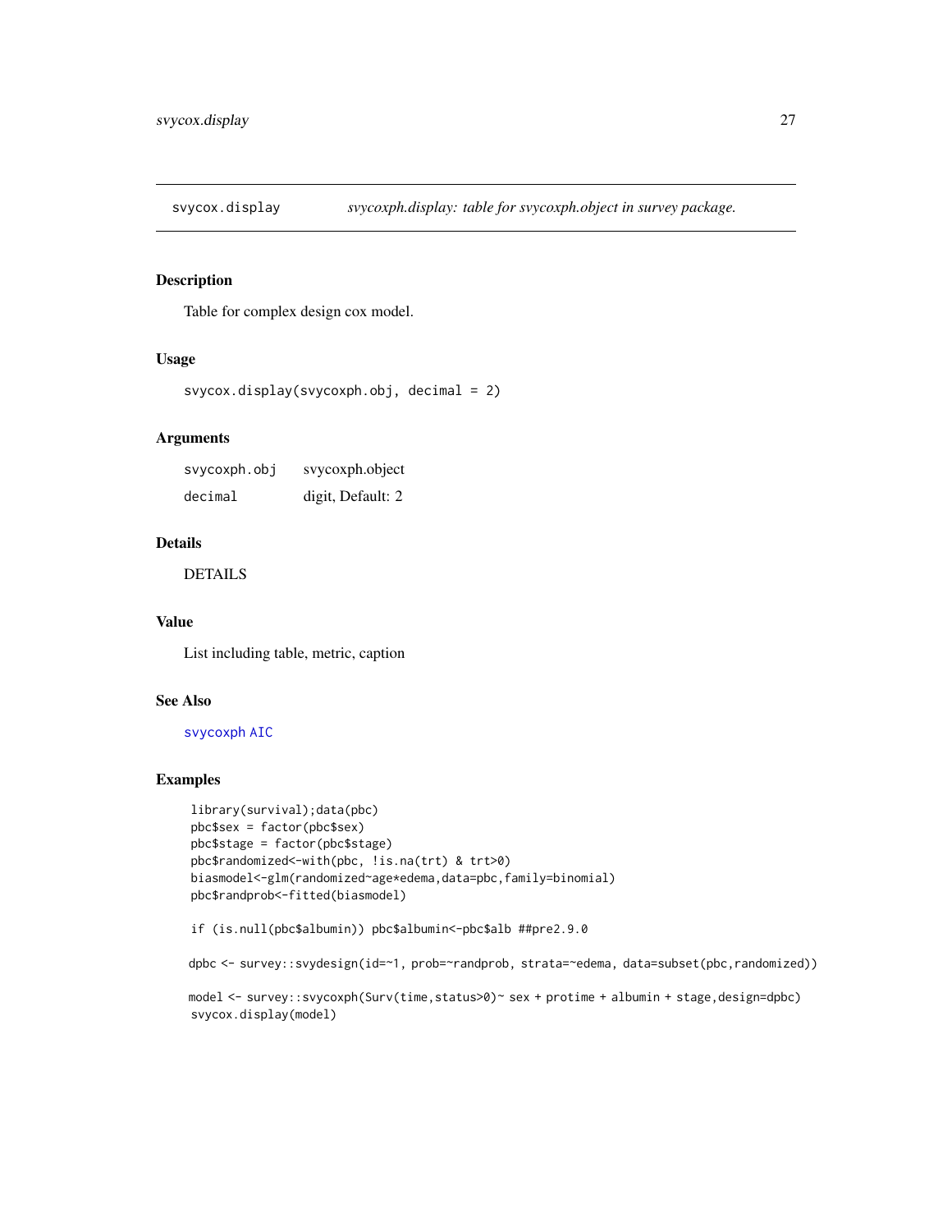## svycox.display — *svycoxph.display: table for svycoxph.object in survey package.*

### Description

Table for complex design cox model.

### Usage

```
svycox.display(svycoxph.obj, decimal = 2)
```

### Arguments

| | |
|---|---|
| svycoxph.obj | svycoxph.object |
| decimal | digit, Default: 2 |

### Details

DETAILS

### Value

List including table, metric, caption

### See Also

svycoxph AIC

### Examples

```
library(survival);data(pbc)
pbc$sex = factor(pbc$sex)
pbc$stage = factor(pbc$stage)
pbc$randomized<-with(pbc, !is.na(trt) & trt>0)
biasmodel<-glm(randomized~age*edema,data=pbc,family=binomial)
pbc$randprob<-fitted(biasmodel)

if (is.null(pbc$albumin)) pbc$albumin<-pbc$alb ##pre2.9.0

dpbc <- survey::svydesign(id=~1, prob=~randprob, strata=~edema, data=subset(pbc,randomized))

model <- survey::svycoxph(Surv(time,status>0)~ sex + protime + albumin + stage,design=dpbc)
svycox.display(model)
```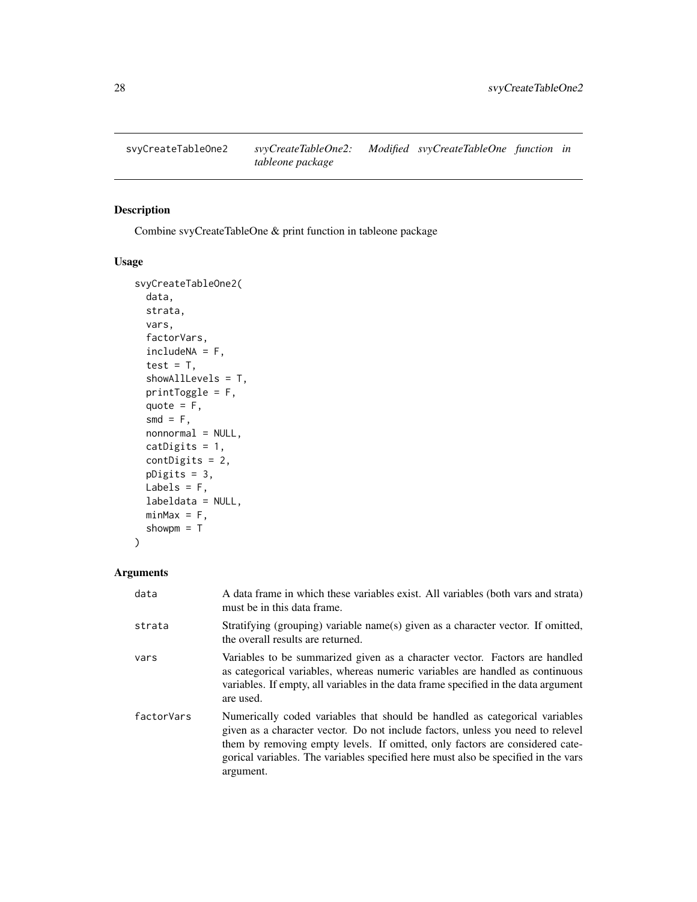svyCreateTableOne2 *svyCreateTableOne2: Modified svyCreateTableOne function in tableone package*

## Description

Combine svyCreateTableOne & print function in tableone package

## Usage

```
svyCreateTableOne2(
  data,
  strata,
  vars,
  factorVars,
  includeNA = F,
  test = T,
  showAllLevels = T,
  printToggle = F,
  quote = F,
  smd = F,
  nonnormal = NULL,
  catDigits = 1,
  contDigits = 2,
  pDigits = 3,
  Labels = F,
  labeldata = NULL,
  minMax = F,
  showpm = T
)
```

## Arguments

| | |
|---|---|
| data | A data frame in which these variables exist. All variables (both vars and strata) must be in this data frame. |
| strata | Stratifying (grouping) variable name(s) given as a character vector. If omitted, the overall results are returned. |
| vars | Variables to be summarized given as a character vector. Factors are handled as categorical variables, whereas numeric variables are handled as continuous variables. If empty, all variables in the data frame specified in the data argument are used. |
| factorVars | Numerically coded variables that should be handled as categorical variables given as a character vector. Do not include factors, unless you need to relevel them by removing empty levels. If omitted, only factors are considered categorical variables. The variables specified here must also be specified in the vars argument. |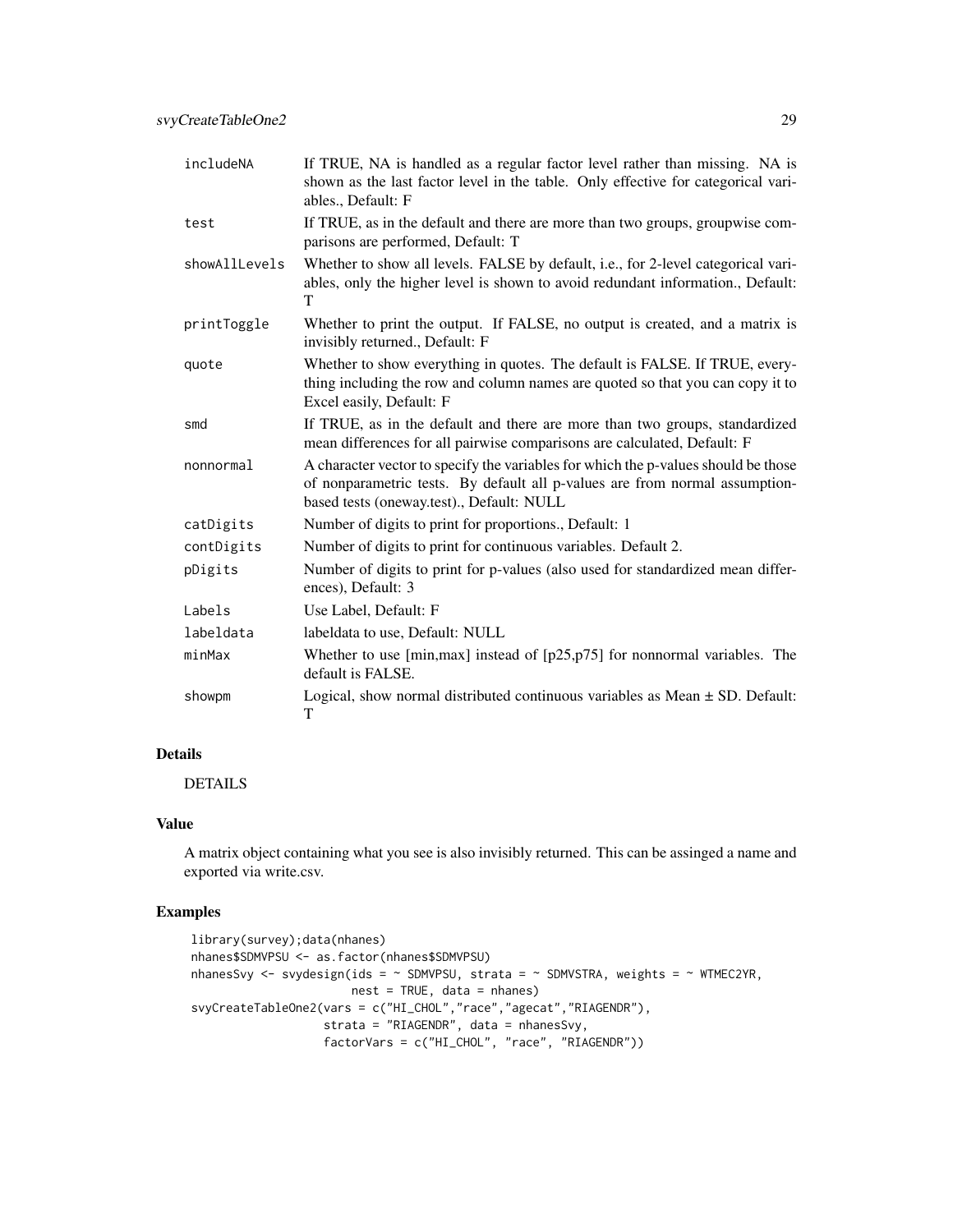| | |
|---|---|
| includeNA | If TRUE, NA is handled as a regular factor level rather than missing. NA is shown as the last factor level in the table. Only effective for categorical variables., Default: F |
| test | If TRUE, as in the default and there are more than two groups, groupwise comparisons are performed, Default: T |
| showAllLevels | Whether to show all levels. FALSE by default, i.e., for 2-level categorical variables, only the higher level is shown to avoid redundant information., Default: T |
| printToggle | Whether to print the output. If FALSE, no output is created, and a matrix is invisibly returned., Default: F |
| quote | Whether to show everything in quotes. The default is FALSE. If TRUE, everything including the row and column names are quoted so that you can copy it to Excel easily, Default: F |
| smd | If TRUE, as in the default and there are more than two groups, standardized mean differences for all pairwise comparisons are calculated, Default: F |
| nonnormal | A character vector to specify the variables for which the p-values should be those of nonparametric tests. By default all p-values are from normal assumption-based tests (oneway.test)., Default: NULL |
| catDigits | Number of digits to print for proportions., Default: 1 |
| contDigits | Number of digits to print for continuous variables. Default 2. |
| pDigits | Number of digits to print for p-values (also used for standardized mean differences), Default: 3 |
| Labels | Use Label, Default: F |
| labeldata | labeldata to use, Default: NULL |
| minMax | Whether to use [min,max] instead of [p25,p75] for nonnormal variables. The default is FALSE. |
| showpm | Logical, show normal distributed continuous variables as Mean ± SD. Default: T |

## Details

DETAILS

## Value

A matrix object containing what you see is also invisibly returned. This can be assinged a name and exported via write.csv.

## Examples

```
library(survey);data(nhanes)
nhanes$SDMVPSU <- as.factor(nhanes$SDMVPSU)
nhanesSvy <- svydesign(ids = ~ SDMVPSU, strata = ~ SDMVSTRA, weights = ~ WTMEC2YR,
                       nest = TRUE, data = nhanes)
svyCreateTableOne2(vars = c("HI_CHOL","race","agecat","RIAGENDR"),
                   strata = "RIAGENDR", data = nhanesSvy,
                   factorVars = c("HI_CHOL", "race", "RIAGENDR"))
```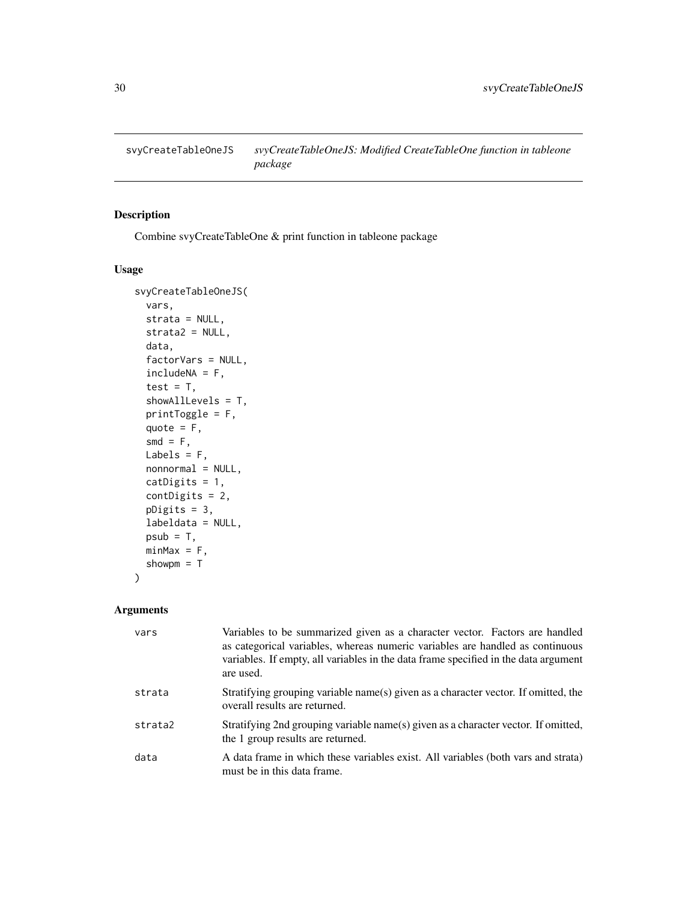## svyCreateTableOneJS — *svyCreateTableOneJS: Modified CreateTableOne function in tableone package*

### Description

Combine svyCreateTableOne & print function in tableone package

### Usage

```
svyCreateTableOneJS(
  vars,
  strata = NULL,
  strata2 = NULL,
  data,
  factorVars = NULL,
  includeNA = F,
  test = T,
  showAllLevels = T,
  printToggle = F,
  quote = F,
  smd = F,
  Labels = F,
  nonnormal = NULL,
  catDigits = 1,
  contDigits = 2,
  pDigits = 3,
  labeldata = NULL,
  psub = T,
  minMax = F,
  showpm = T
)
```

### Arguments

| | |
|---|---|
| vars | Variables to be summarized given as a character vector. Factors are handled as categorical variables, whereas numeric variables are handled as continuous variables. If empty, all variables in the data frame specified in the data argument are used. |
| strata | Stratifying grouping variable name(s) given as a character vector. If omitted, the overall results are returned. |
| strata2 | Stratifying 2nd grouping variable name(s) given as a character vector. If omitted, the 1 group results are returned. |
| data | A data frame in which these variables exist. All variables (both vars and strata) must be in this data frame. |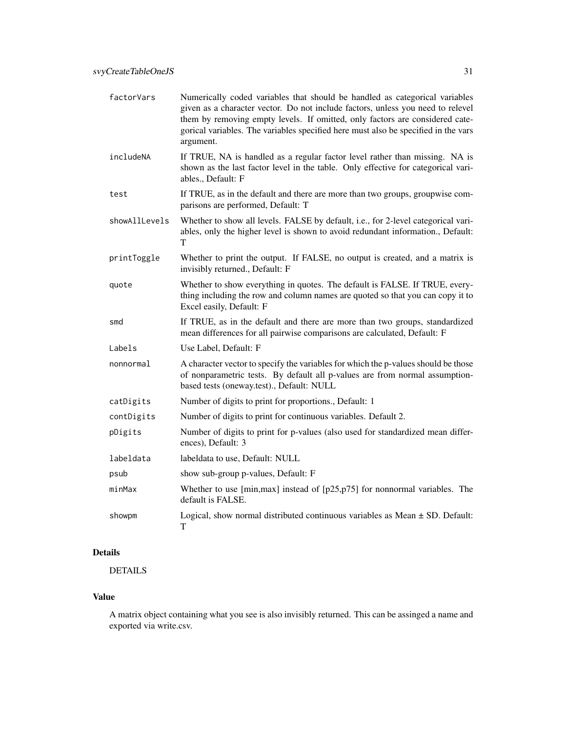| | |
|---|---|
| factorVars | Numerically coded variables that should be handled as categorical variables given as a character vector. Do not include factors, unless you need to relevel them by removing empty levels. If omitted, only factors are considered categorical variables. The variables specified here must also be specified in the vars argument. |
| includeNA | If TRUE, NA is handled as a regular factor level rather than missing. NA is shown as the last factor level in the table. Only effective for categorical variables., Default: F |
| test | If TRUE, as in the default and there are more than two groups, groupwise comparisons are performed, Default: T |
| showAllLevels | Whether to show all levels. FALSE by default, i.e., for 2-level categorical variables, only the higher level is shown to avoid redundant information., Default: T |
| printToggle | Whether to print the output. If FALSE, no output is created, and a matrix is invisibly returned., Default: F |
| quote | Whether to show everything in quotes. The default is FALSE. If TRUE, everything including the row and column names are quoted so that you can copy it to Excel easily, Default: F |
| smd | If TRUE, as in the default and there are more than two groups, standardized mean differences for all pairwise comparisons are calculated, Default: F |
| Labels | Use Label, Default: F |
| nonnormal | A character vector to specify the variables for which the p-values should be those of nonparametric tests. By default all p-values are from normal assumption-based tests (oneway.test)., Default: NULL |
| catDigits | Number of digits to print for proportions., Default: 1 |
| contDigits | Number of digits to print for continuous variables. Default 2. |
| pDigits | Number of digits to print for p-values (also used for standardized mean differences), Default: 3 |
| labeldata | labeldata to use, Default: NULL |
| psub | show sub-group p-values, Default: F |
| minMax | Whether to use [min,max] instead of [p25,p75] for nonnormal variables. The default is FALSE. |
| showpm | Logical, show normal distributed continuous variables as Mean ± SD. Default: T |

## Details

DETAILS

## Value

A matrix object containing what you see is also invisibly returned. This can be assinged a name and exported via write.csv.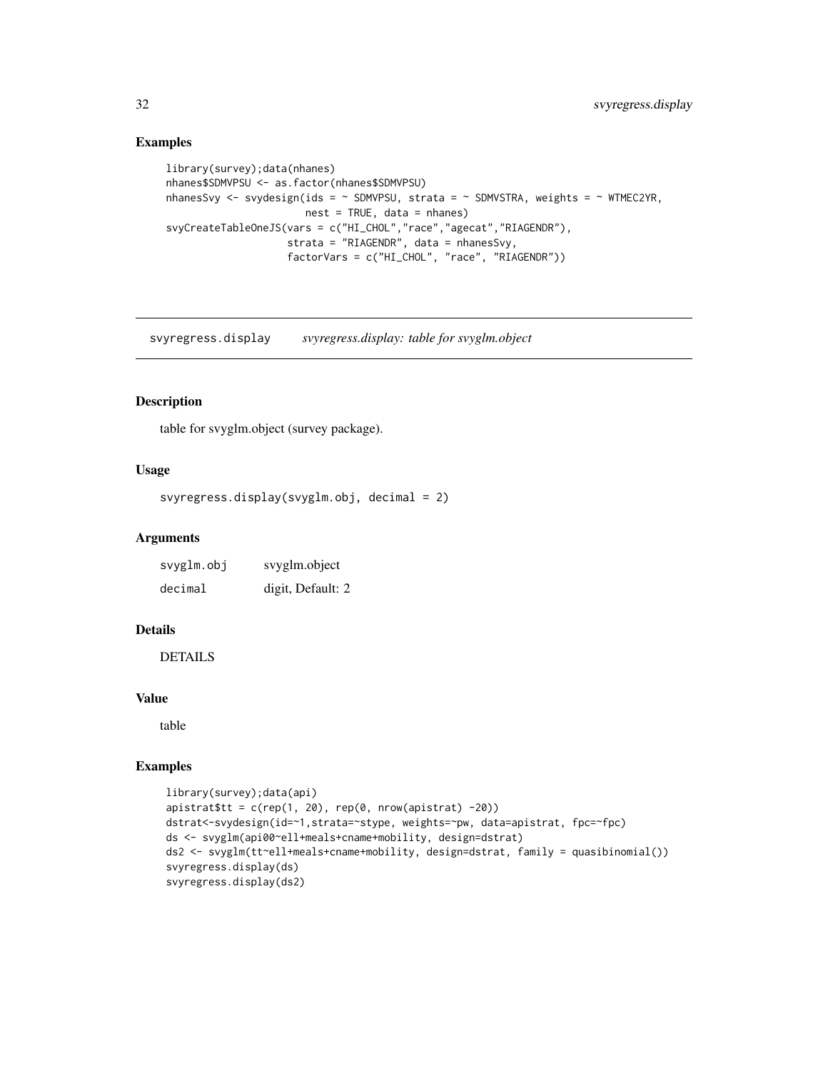## Examples

```
library(survey);data(nhanes)
nhanes$SDMVPSU <- as.factor(nhanes$SDMVPSU)
nhanesSvy <- svydesign(ids = ~ SDMVPSU, strata = ~ SDMVSTRA, weights = ~ WTMEC2YR,
                       nest = TRUE, data = nhanes)
svyCreateTableOneJS(vars = c("HI_CHOL","race","agecat","RIAGENDR"),
                    strata = "RIAGENDR", data = nhanesSvy,
                    factorVars = c("HI_CHOL", "race", "RIAGENDR"))
```

---

# svyregress.display — *svyregress.display: table for svyglm.object*

---

## Description

table for svyglm.object (survey package).

## Usage

```
svyregress.display(svyglm.obj, decimal = 2)
```

## Arguments

| | |
|---|---|
| svyglm.obj | svyglm.object |
| decimal | digit, Default: 2 |

## Details

DETAILS

## Value

table

## Examples

```
library(survey);data(api)
apistrat$tt = c(rep(1, 20), rep(0, nrow(apistrat) -20))
dstrat<-svydesign(id=~1,strata=~stype, weights=~pw, data=apistrat, fpc=~fpc)
ds <- svyglm(api00~ell+meals+cname+mobility, design=dstrat)
ds2 <- svyglm(tt~ell+meals+cname+mobility, design=dstrat, family = quasibinomial())
svyregress.display(ds)
svyregress.display(ds2)
```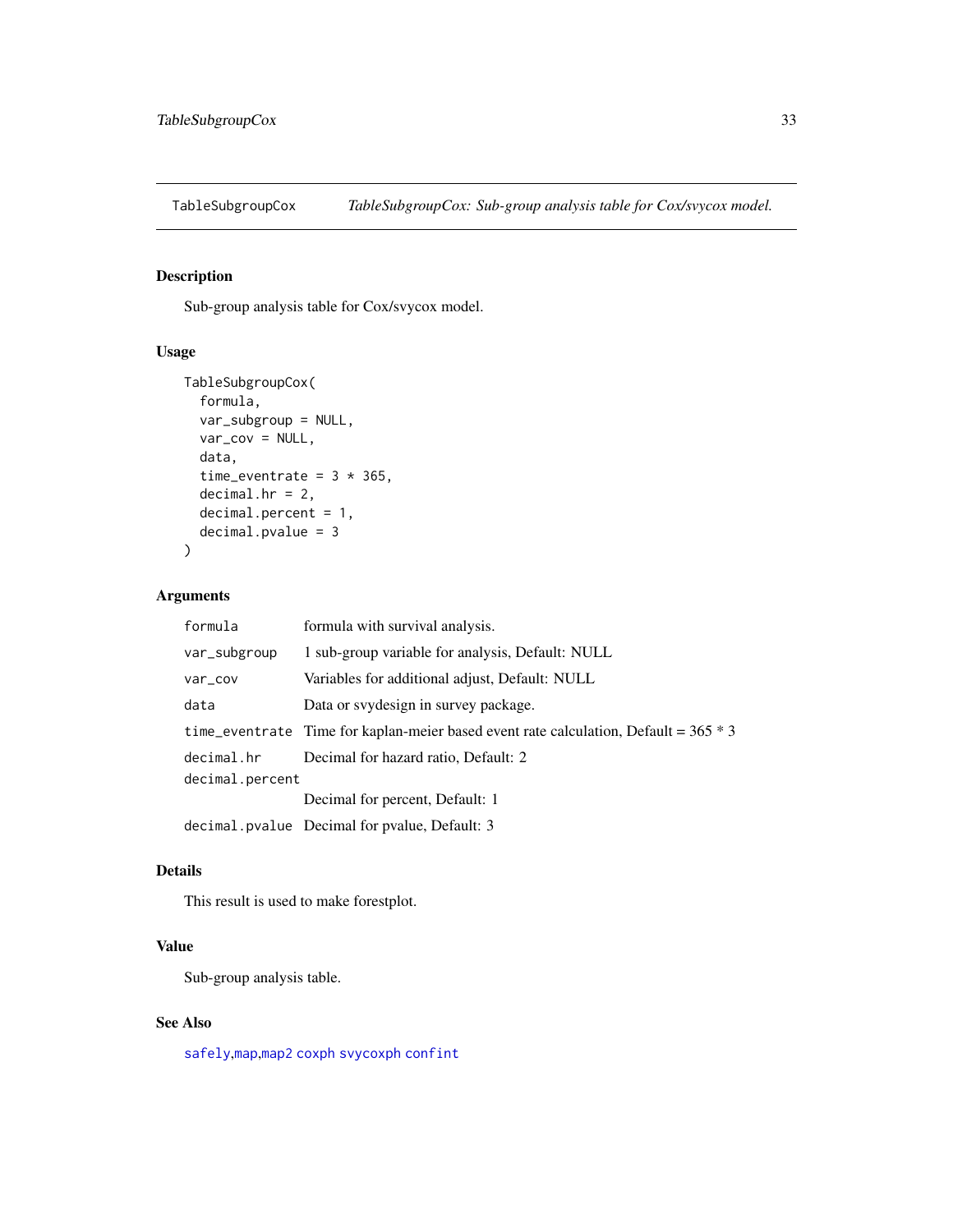## TableSubgroupCox — *TableSubgroupCox: Sub-group analysis table for Cox/svycox model.*

### Description

Sub-group analysis table for Cox/svycox model.

### Usage

```
TableSubgroupCox(
  formula,
  var_subgroup = NULL,
  var_cov = NULL,
  data,
  time_eventrate = 3 * 365,
  decimal.hr = 2,
  decimal.percent = 1,
  decimal.pvalue = 3
)
```

### Arguments

| | |
|---|---|
| `formula` | formula with survival analysis. |
| `var_subgroup` | 1 sub-group variable for analysis, Default: NULL |
| `var_cov` | Variables for additional adjust, Default: NULL |
| `data` | Data or svydesign in survey package. |
| `time_eventrate` | Time for kaplan-meier based event rate calculation, Default = 365 * 3 |
| `decimal.hr` | Decimal for hazard ratio, Default: 2 |
| `decimal.percent` | Decimal for percent, Default: 1 |
| `decimal.pvalue` | Decimal for pvalue, Default: 3 |

### Details

This result is used to make forestplot.

### Value

Sub-group analysis table.

### See Also

`safely`,`map`,`map2` `coxph` `svycoxph` `confint`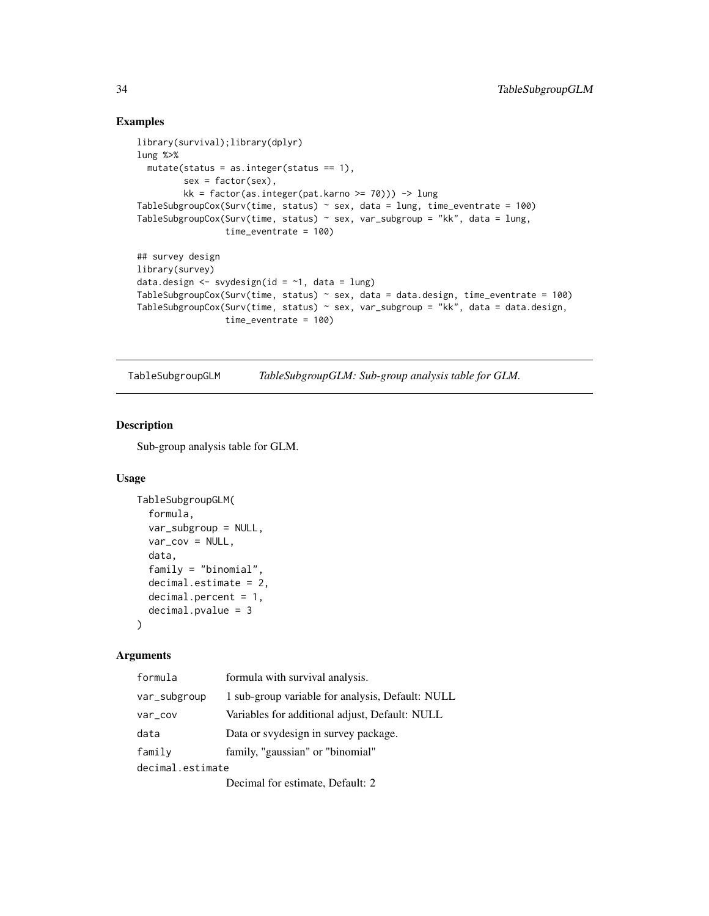## Examples

```
library(survival);library(dplyr)
lung %>%
  mutate(status = as.integer(status == 1),
         sex = factor(sex),
         kk = factor(as.integer(pat.karno >= 70))) -> lung
TableSubgroupCox(Surv(time, status) ~ sex, data = lung, time_eventrate = 100)
TableSubgroupCox(Surv(time, status) ~ sex, var_subgroup = "kk", data = lung,
                 time_eventrate = 100)

## survey design
library(survey)
data.design <- svydesign(id = ~1, data = lung)
TableSubgroupCox(Surv(time, status) ~ sex, data = data.design, time_eventrate = 100)
TableSubgroupCox(Surv(time, status) ~ sex, var_subgroup = "kk", data = data.design,
                 time_eventrate = 100)
```

---

# TableSubgroupGLM    *TableSubgroupGLM: Sub-group analysis table for GLM.*

---

## Description

Sub-group analysis table for GLM.

## Usage

```
TableSubgroupGLM(
  formula,
  var_subgroup = NULL,
  var_cov = NULL,
  data,
  family = "binomial",
  decimal.estimate = 2,
  decimal.percent = 1,
  decimal.pvalue = 3
)
```

## Arguments

| | |
|---|---|
| formula | formula with survival analysis. |
| var_subgroup | 1 sub-group variable for analysis, Default: NULL |
| var_cov | Variables for additional adjust, Default: NULL |
| data | Data or svydesign in survey package. |
| family | family, "gaussian" or "binomial" |
| decimal.estimate | Decimal for estimate, Default: 2 |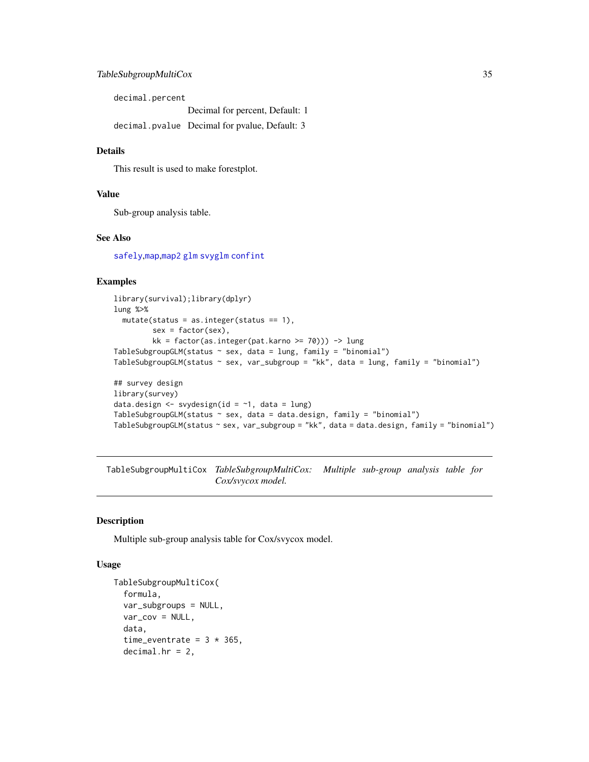decimal.percent
: Decimal for percent, Default: 1

decimal.pvalue
: Decimal for pvalue, Default: 3

### Details

This result is used to make forestplot.

### Value

Sub-group analysis table.

### See Also

safely,map,map2 glm svyglm confint

### Examples

```
library(survival);library(dplyr)
lung %>%
  mutate(status = as.integer(status == 1),
         sex = factor(sex),
         kk = factor(as.integer(pat.karno >= 70))) -> lung
TableSubgroupGLM(status ~ sex, data = lung, family = "binomial")
TableSubgroupGLM(status ~ sex, var_subgroup = "kk", data = lung, family = "binomial")

## survey design
library(survey)
data.design <- svydesign(id = ~1, data = lung)
TableSubgroupGLM(status ~ sex, data = data.design, family = "binomial")
TableSubgroupGLM(status ~ sex, var_subgroup = "kk", data = data.design, family = "binomial")
```

---

## TableSubgroupMultiCox *TableSubgroupMultiCox: Multiple sub-group analysis table for Cox/svycox model.*

---

### Description

Multiple sub-group analysis table for Cox/svycox model.

### Usage

```
TableSubgroupMultiCox(
  formula,
  var_subgroups = NULL,
  var_cov = NULL,
  data,
  time_eventrate = 3 * 365,
  decimal.hr = 2,
```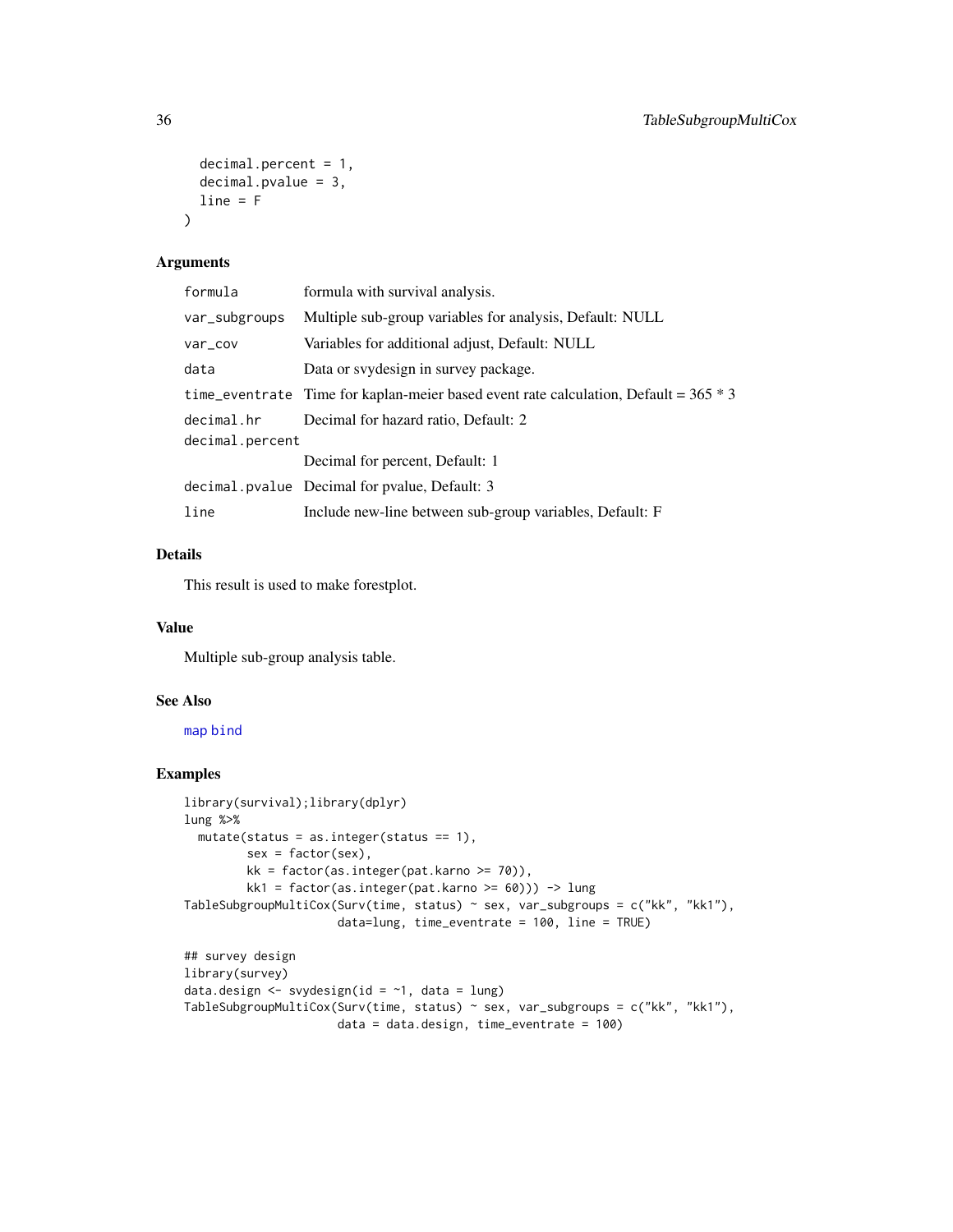```
  decimal.percent = 1,
  decimal.pvalue = 3,
  line = F
)
```

## Arguments

| | |
|---|---|
| formula | formula with survival analysis. |
| var_subgroups | Multiple sub-group variables for analysis, Default: NULL |
| var_cov | Variables for additional adjust, Default: NULL |
| data | Data or svydesign in survey package. |
| time_eventrate | Time for kaplan-meier based event rate calculation, Default = 365 * 3 |
| decimal.hr | Decimal for hazard ratio, Default: 2 |
| decimal.percent | Decimal for percent, Default: 1 |
| decimal.pvalue | Decimal for pvalue, Default: 3 |
| line | Include new-line between sub-group variables, Default: F |

## Details

This result is used to make forestplot.

## Value

Multiple sub-group analysis table.

## See Also

map bind

## Examples

```
library(survival);library(dplyr)
lung %>%
  mutate(status = as.integer(status == 1),
         sex = factor(sex),
         kk = factor(as.integer(pat.karno >= 70)),
         kk1 = factor(as.integer(pat.karno >= 60))) -> lung
TableSubgroupMultiCox(Surv(time, status) ~ sex, var_subgroups = c("kk", "kk1"),
                      data=lung, time_eventrate = 100, line = TRUE)

## survey design
library(survey)
data.design <- svydesign(id = ~1, data = lung)
TableSubgroupMultiCox(Surv(time, status) ~ sex, var_subgroups = c("kk", "kk1"),
                      data = data.design, time_eventrate = 100)
```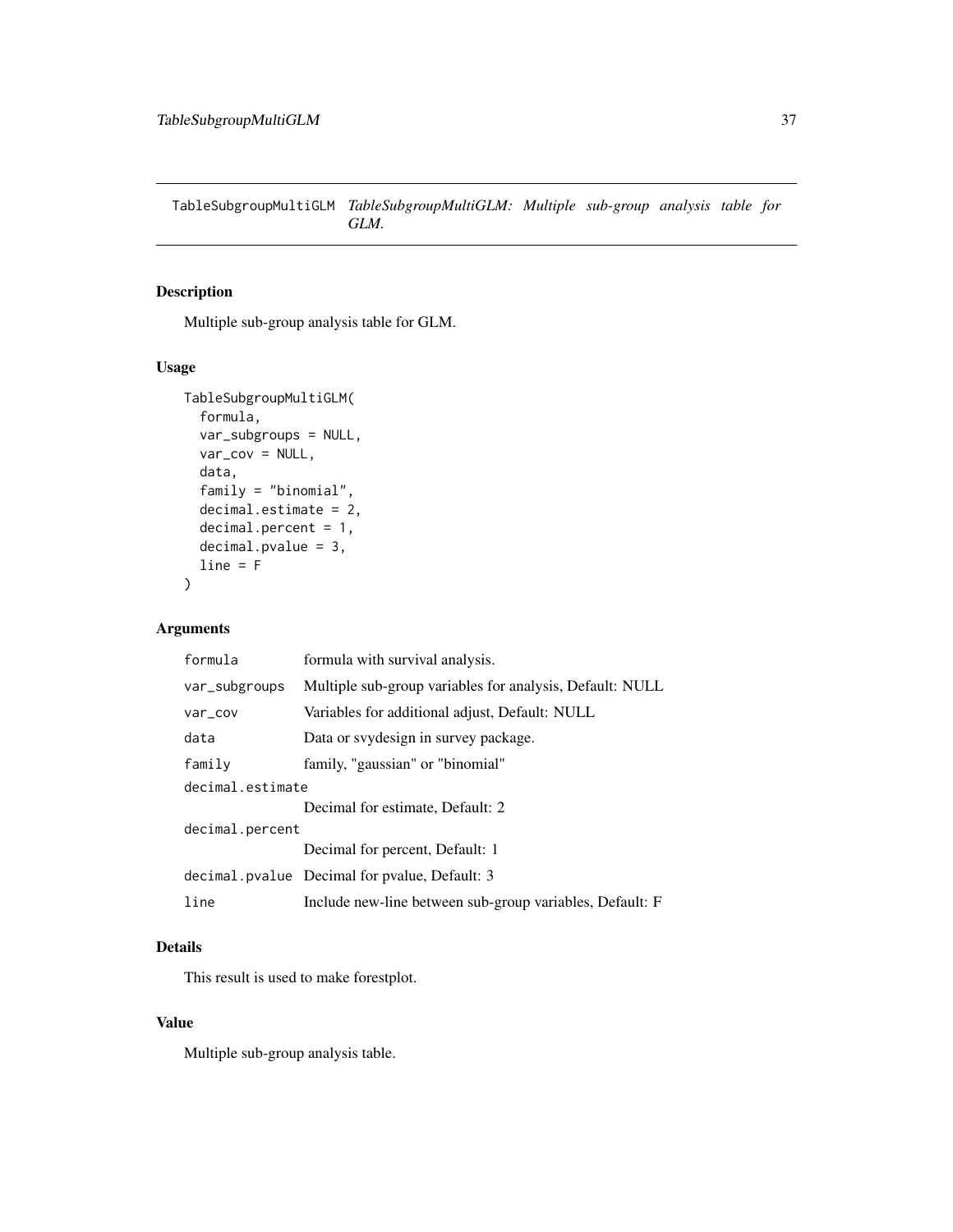## TableSubgroupMultiGLM *TableSubgroupMultiGLM: Multiple sub-group analysis table for GLM.*

### Description

Multiple sub-group analysis table for GLM.

### Usage

```
TableSubgroupMultiGLM(
  formula,
  var_subgroups = NULL,
  var_cov = NULL,
  data,
  family = "binomial",
  decimal.estimate = 2,
  decimal.percent = 1,
  decimal.pvalue = 3,
  line = F
)
```

### Arguments

| Argument | Description |
|---|---|
| `formula` | formula with survival analysis. |
| `var_subgroups` | Multiple sub-group variables for analysis, Default: NULL |
| `var_cov` | Variables for additional adjust, Default: NULL |
| `data` | Data or svydesign in survey package. |
| `family` | family, "gaussian" or "binomial" |
| `decimal.estimate` | Decimal for estimate, Default: 2 |
| `decimal.percent` | Decimal for percent, Default: 1 |
| `decimal.pvalue` | Decimal for pvalue, Default: 3 |
| `line` | Include new-line between sub-group variables, Default: F |

### Details

This result is used to make forestplot.

### Value

Multiple sub-group analysis table.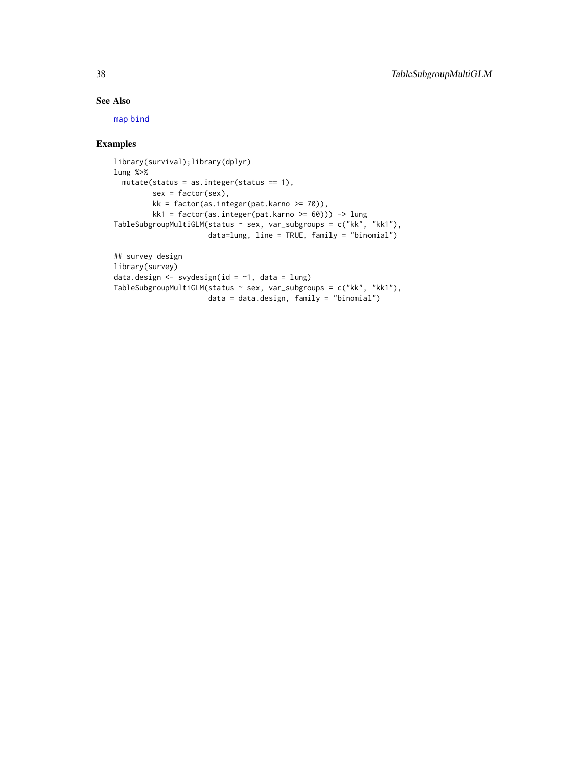## See Also

map bind

## Examples

```
library(survival);library(dplyr)
lung %>%
  mutate(status = as.integer(status == 1),
         sex = factor(sex),
         kk = factor(as.integer(pat.karno >= 70)),
         kk1 = factor(as.integer(pat.karno >= 60))) -> lung
TableSubgroupMultiGLM(status ~ sex, var_subgroups = c("kk", "kk1"),
                      data=lung, line = TRUE, family = "binomial")

## survey design
library(survey)
data.design <- svydesign(id = ~1, data = lung)
TableSubgroupMultiGLM(status ~ sex, var_subgroups = c("kk", "kk1"),
                      data = data.design, family = "binomial")
```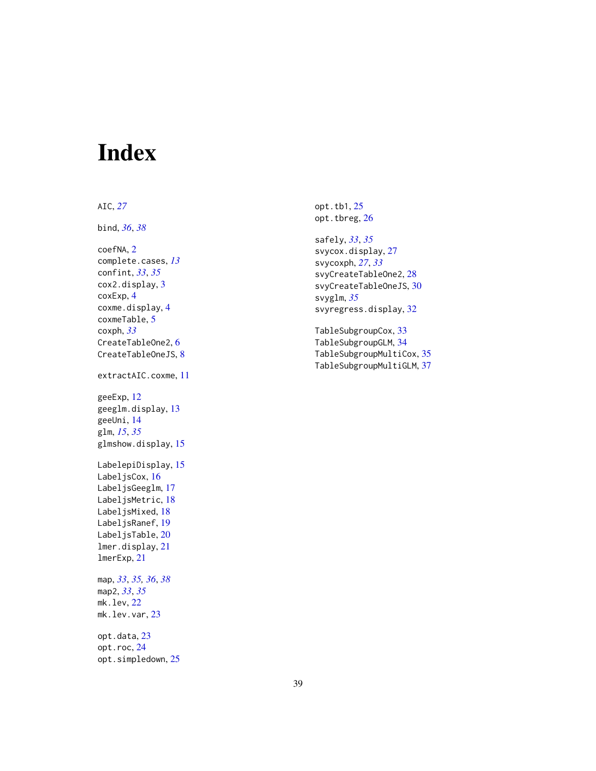# Index

AIC, *27*

bind, *36*, *38*

coefNA, 2
complete.cases, *13*
confint, *33*, *35*
cox2.display, 3
coxExp, 4
coxme.display, 4
coxmeTable, 5
coxph, *33*
CreateTableOne2, 6
CreateTableOneJS, 8

extractAIC.coxme, 11

geeExp, 12
geeglm.display, 13
geeUni, 14
glm, *15*, *35*
glmshow.display, 15

LabelepiDisplay, 15
LabeljsCox, 16
LabeljsGeeglm, 17
LabeljsMetric, 18
LabeljsMixed, 18
LabeljsRanef, 19
LabeljsTable, 20
lmer.display, 21
lmerExp, 21

map, *33*, *35*, *36*, *38*
map2, *33*, *35*
mk.lev, 22
mk.lev.var, 23

opt.data, 23
opt.roc, 24
opt.simpledown, 25
opt.tb1, 25
opt.tbreg, 26

safely, *33*, *35*
svycox.display, 27
svycoxph, *27*, *33*
svyCreateTableOne2, 28
svyCreateTableOneJS, 30
svyglm, *35*
svyregress.display, 32

TableSubgroupCox, 33
TableSubgroupGLM, 34
TableSubgroupMultiCox, 35
TableSubgroupMultiGLM, 37